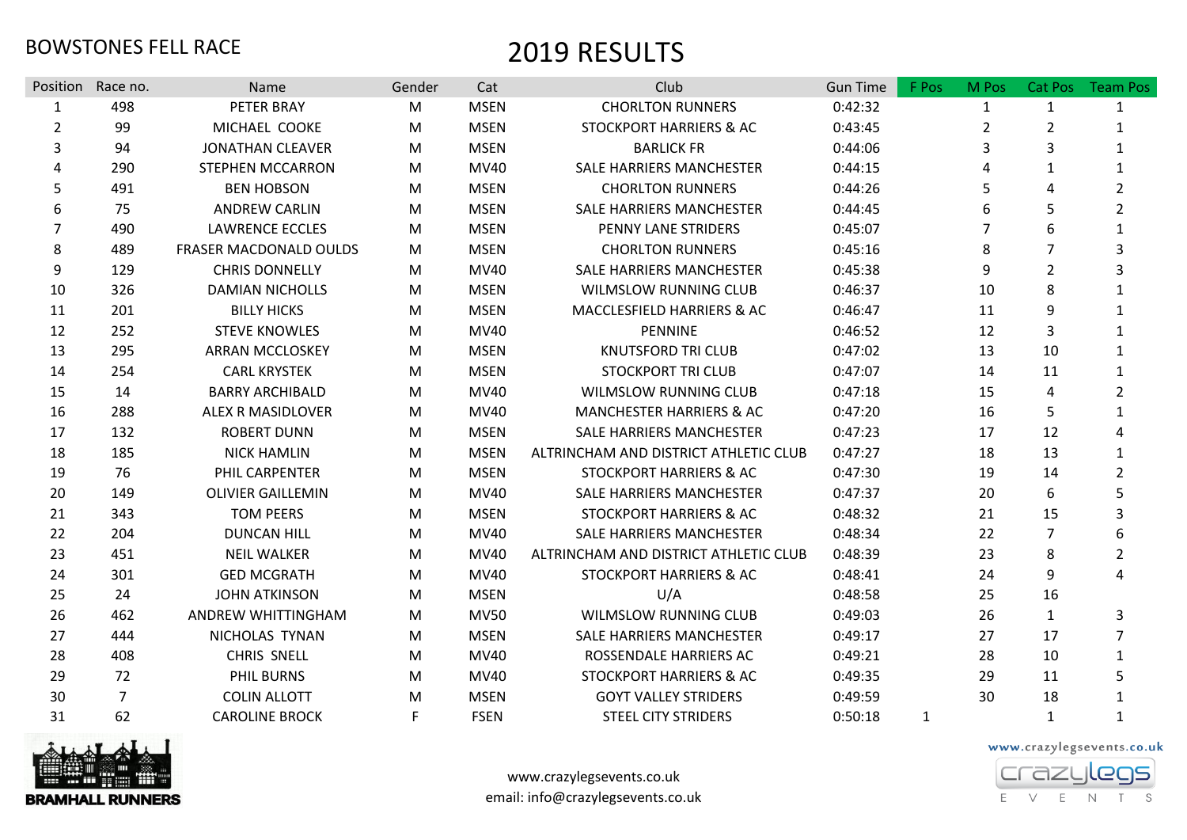BOWSTONES FELL RACE

# 2019 RESULTS

| Position | Race no. | Name | Gender | Cat | Club | Gun Time | F Pos | M Pos | Cat Pos | Team Pos |
|---|---|---|---|---|---|---|---|---|---|---|
| 1 | 498 | PETER BRAY | M | MSEN | CHORLTON RUNNERS | 0:42:32 | | 1 | 1 | 1 |
| 2 | 99 | MICHAEL COOKE | M | MSEN | STOCKPORT HARRIERS & AC | 0:43:45 | | 2 | 2 | 1 |
| 3 | 94 | JONATHAN CLEAVER | M | MSEN | BARLICK FR | 0:44:06 | | 3 | 3 | 1 |
| 4 | 290 | STEPHEN MCCARRON | M | MV40 | SALE HARRIERS MANCHESTER | 0:44:15 | | 4 | 1 | 1 |
| 5 | 491 | BEN HOBSON | M | MSEN | CHORLTON RUNNERS | 0:44:26 | | 5 | 4 | 2 |
| 6 | 75 | ANDREW CARLIN | M | MSEN | SALE HARRIERS MANCHESTER | 0:44:45 | | 6 | 5 | 2 |
| 7 | 490 | LAWRENCE ECCLES | M | MSEN | PENNY LANE STRIDERS | 0:45:07 | | 7 | 6 | 1 |
| 8 | 489 | FRASER MACDONALD OULDS | M | MSEN | CHORLTON RUNNERS | 0:45:16 | | 8 | 7 | 3 |
| 9 | 129 | CHRIS DONNELLY | M | MV40 | SALE HARRIERS MANCHESTER | 0:45:38 | | 9 | 2 | 3 |
| 10 | 326 | DAMIAN NICHOLLS | M | MSEN | WILMSLOW RUNNING CLUB | 0:46:37 | | 10 | 8 | 1 |
| 11 | 201 | BILLY HICKS | M | MSEN | MACCLESFIELD HARRIERS & AC | 0:46:47 | | 11 | 9 | 1 |
| 12 | 252 | STEVE KNOWLES | M | MV40 | PENNINE | 0:46:52 | | 12 | 3 | 1 |
| 13 | 295 | ARRAN MCCLOSKEY | M | MSEN | KNUTSFORD TRI CLUB | 0:47:02 | | 13 | 10 | 1 |
| 14 | 254 | CARL KRYSTEK | M | MSEN | STOCKPORT TRI CLUB | 0:47:07 | | 14 | 11 | 1 |
| 15 | 14 | BARRY ARCHIBALD | M | MV40 | WILMSLOW RUNNING CLUB | 0:47:18 | | 15 | 4 | 2 |
| 16 | 288 | ALEX R MASIDLOVER | M | MV40 | MANCHESTER HARRIERS & AC | 0:47:20 | | 16 | 5 | 1 |
| 17 | 132 | ROBERT DUNN | M | MSEN | SALE HARRIERS MANCHESTER | 0:47:23 | | 17 | 12 | 4 |
| 18 | 185 | NICK HAMLIN | M | MSEN | ALTRINCHAM AND DISTRICT ATHLETIC CLUB | 0:47:27 | | 18 | 13 | 1 |
| 19 | 76 | PHIL CARPENTER | M | MSEN | STOCKPORT HARRIERS & AC | 0:47:30 | | 19 | 14 | 2 |
| 20 | 149 | OLIVIER GAILLEMIN | M | MV40 | SALE HARRIERS MANCHESTER | 0:47:37 | | 20 | 6 | 5 |
| 21 | 343 | TOM PEERS | M | MSEN | STOCKPORT HARRIERS & AC | 0:48:32 | | 21 | 15 | 3 |
| 22 | 204 | DUNCAN HILL | M | MV40 | SALE HARRIERS MANCHESTER | 0:48:34 | | 22 | 7 | 6 |
| 23 | 451 | NEIL WALKER | M | MV40 | ALTRINCHAM AND DISTRICT ATHLETIC CLUB | 0:48:39 | | 23 | 8 | 2 |
| 24 | 301 | GED MCGRATH | M | MV40 | STOCKPORT HARRIERS & AC | 0:48:41 | | 24 | 9 | 4 |
| 25 | 24 | JOHN ATKINSON | M | MSEN | U/A | 0:48:58 | | 25 | 16 | |
| 26 | 462 | ANDREW WHITTINGHAM | M | MV50 | WILMSLOW RUNNING CLUB | 0:49:03 | | 26 | 1 | 3 |
| 27 | 444 | NICHOLAS TYNAN | M | MSEN | SALE HARRIERS MANCHESTER | 0:49:17 | | 27 | 17 | 7 |
| 28 | 408 | CHRIS SNELL | M | MV40 | ROSSENDALE HARRIERS AC | 0:49:21 | | 28 | 10 | 1 |
| 29 | 72 | PHIL BURNS | M | MV40 | STOCKPORT HARRIERS & AC | 0:49:35 | | 29 | 11 | 5 |
| 30 | 7 | COLIN ALLOTT | M | MSEN | GOYT VALLEY STRIDERS | 0:49:59 | | 30 | 18 | 1 |
| 31 | 62 | CAROLINE BROCK | F | FSEN | STEEL CITY STRIDERS | 0:50:18 | 1 | | 1 | 1 |

BRAMHALL RUNNERS

www.crazylegsevents.co.uk
email: info@crazylegsevents.co.uk

www.crazylegsevents.co.uk
crazylegs EVENTS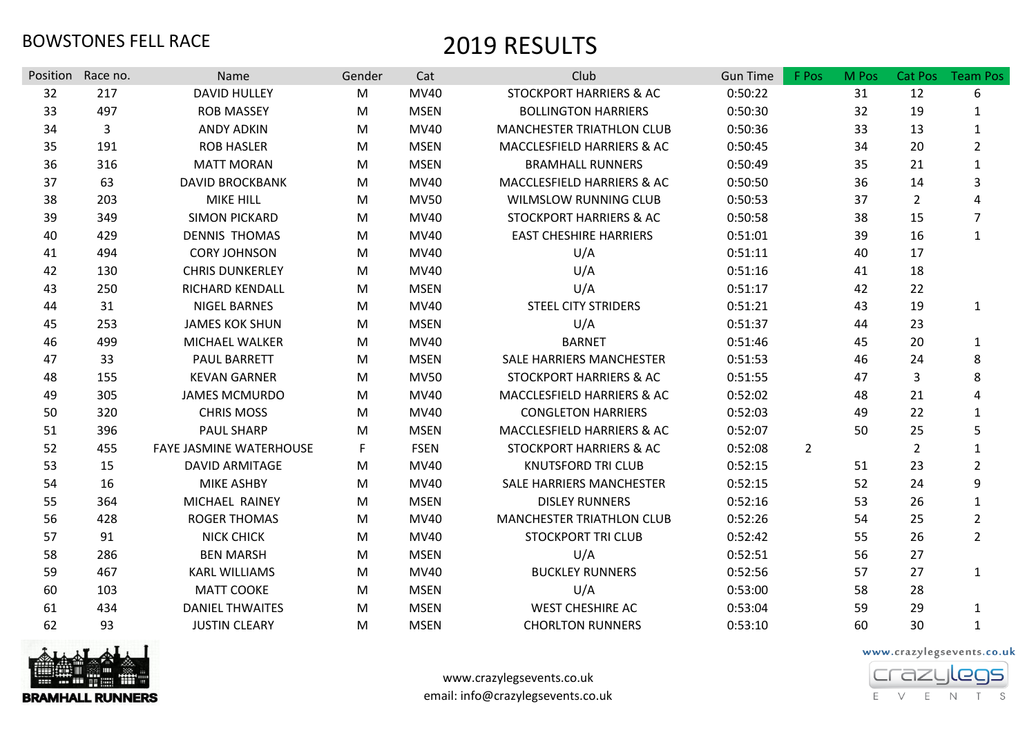BOWSTONES FELL RACE

# 2019 RESULTS

| Position | Race no. | Name | Gender | Cat | Club | Gun Time | F Pos | M Pos | Cat Pos | Team Pos |
|---|---|---|---|---|---|---|---|---|---|---|
| 32 | 217 | DAVID HULLEY | M | MV40 | STOCKPORT HARRIERS & AC | 0:50:22 | | 31 | 12 | 6 |
| 33 | 497 | ROB MASSEY | M | MSEN | BOLLINGTON HARRIERS | 0:50:30 | | 32 | 19 | 1 |
| 34 | 3 | ANDY ADKIN | M | MV40 | MANCHESTER TRIATHLON CLUB | 0:50:36 | | 33 | 13 | 1 |
| 35 | 191 | ROB HASLER | M | MSEN | MACCLESFIELD HARRIERS & AC | 0:50:45 | | 34 | 20 | 2 |
| 36 | 316 | MATT MORAN | M | MSEN | BRAMHALL RUNNERS | 0:50:49 | | 35 | 21 | 1 |
| 37 | 63 | DAVID BROCKBANK | M | MV40 | MACCLESFIELD HARRIERS & AC | 0:50:50 | | 36 | 14 | 3 |
| 38 | 203 | MIKE HILL | M | MV50 | WILMSLOW RUNNING CLUB | 0:50:53 | | 37 | 2 | 4 |
| 39 | 349 | SIMON PICKARD | M | MV40 | STOCKPORT HARRIERS & AC | 0:50:58 | | 38 | 15 | 7 |
| 40 | 429 | DENNIS THOMAS | M | MV40 | EAST CHESHIRE HARRIERS | 0:51:01 | | 39 | 16 | 1 |
| 41 | 494 | CORY JOHNSON | M | MV40 | U/A | 0:51:11 | | 40 | 17 | |
| 42 | 130 | CHRIS DUNKERLEY | M | MV40 | U/A | 0:51:16 | | 41 | 18 | |
| 43 | 250 | RICHARD KENDALL | M | MSEN | U/A | 0:51:17 | | 42 | 22 | |
| 44 | 31 | NIGEL BARNES | M | MV40 | STEEL CITY STRIDERS | 0:51:21 | | 43 | 19 | 1 |
| 45 | 253 | JAMES KOK SHUN | M | MSEN | U/A | 0:51:37 | | 44 | 23 | |
| 46 | 499 | MICHAEL WALKER | M | MV40 | BARNET | 0:51:46 | | 45 | 20 | 1 |
| 47 | 33 | PAUL BARRETT | M | MSEN | SALE HARRIERS MANCHESTER | 0:51:53 | | 46 | 24 | 8 |
| 48 | 155 | KEVAN GARNER | M | MV50 | STOCKPORT HARRIERS & AC | 0:51:55 | | 47 | 3 | 8 |
| 49 | 305 | JAMES MCMURDO | M | MV40 | MACCLESFIELD HARRIERS & AC | 0:52:02 | | 48 | 21 | 4 |
| 50 | 320 | CHRIS MOSS | M | MV40 | CONGLETON HARRIERS | 0:52:03 | | 49 | 22 | 1 |
| 51 | 396 | PAUL SHARP | M | MSEN | MACCLESFIELD HARRIERS & AC | 0:52:07 | | 50 | 25 | 5 |
| 52 | 455 | FAYE JASMINE WATERHOUSE | F | FSEN | STOCKPORT HARRIERS & AC | 0:52:08 | 2 | | 2 | 1 |
| 53 | 15 | DAVID ARMITAGE | M | MV40 | KNUTSFORD TRI CLUB | 0:52:15 | | 51 | 23 | 2 |
| 54 | 16 | MIKE ASHBY | M | MV40 | SALE HARRIERS MANCHESTER | 0:52:15 | | 52 | 24 | 9 |
| 55 | 364 | MICHAEL RAINEY | M | MSEN | DISLEY RUNNERS | 0:52:16 | | 53 | 26 | 1 |
| 56 | 428 | ROGER THOMAS | M | MV40 | MANCHESTER TRIATHLON CLUB | 0:52:26 | | 54 | 25 | 2 |
| 57 | 91 | NICK CHICK | M | MV40 | STOCKPORT TRI CLUB | 0:52:42 | | 55 | 26 | 2 |
| 58 | 286 | BEN MARSH | M | MSEN | U/A | 0:52:51 | | 56 | 27 | |
| 59 | 467 | KARL WILLIAMS | M | MV40 | BUCKLEY RUNNERS | 0:52:56 | | 57 | 27 | 1 |
| 60 | 103 | MATT COOKE | M | MSEN | U/A | 0:53:00 | | 58 | 28 | |
| 61 | 434 | DANIEL THWAITES | M | MSEN | WEST CHESHIRE AC | 0:53:04 | | 59 | 29 | 1 |
| 62 | 93 | JUSTIN CLEARY | M | MSEN | CHORLTON RUNNERS | 0:53:10 | | 60 | 30 | 1 |

BRAMHALL RUNNERS

www.crazylegsevents.co.uk
email: info@crazylegsevents.co.uk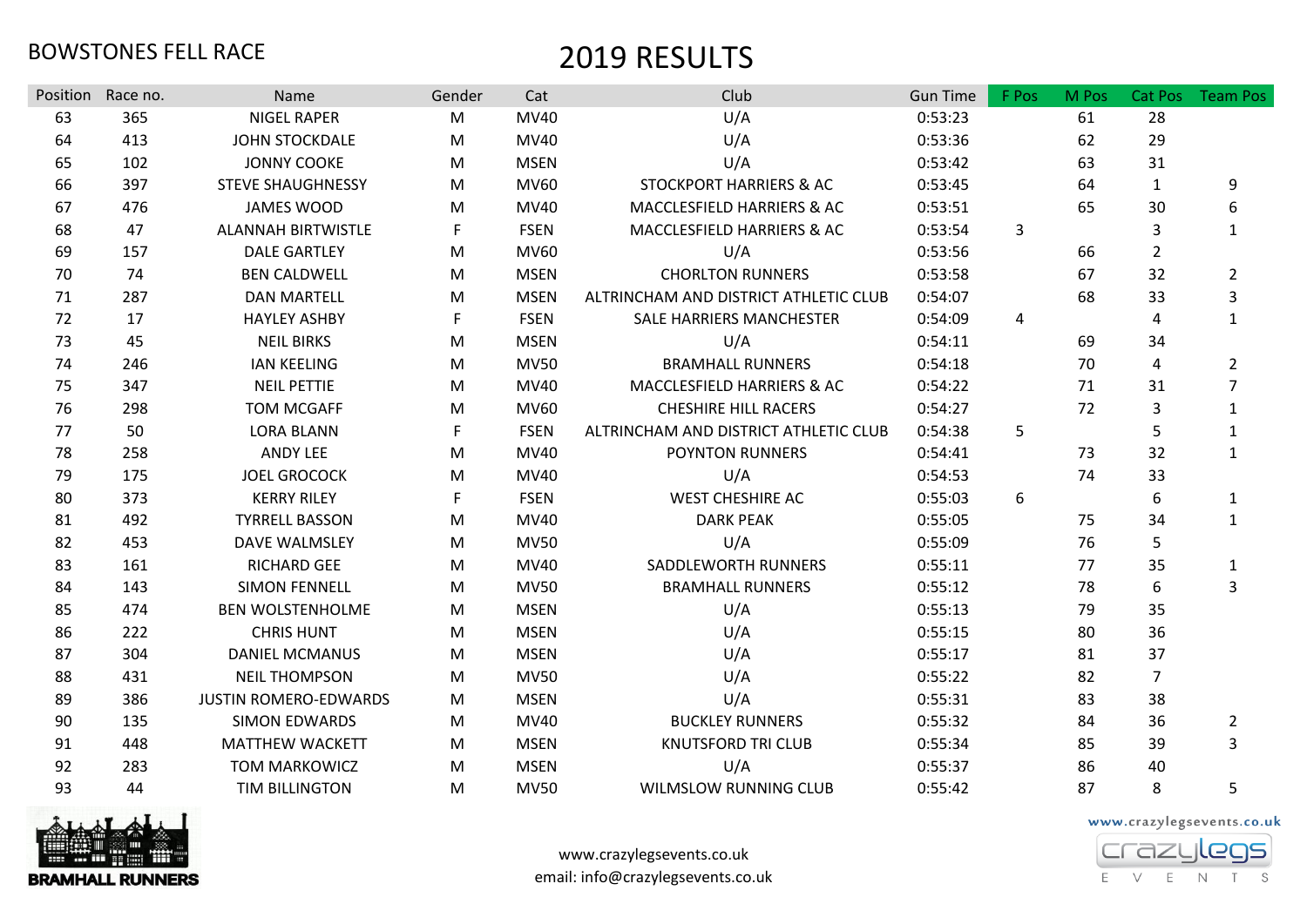BOWSTONES FELL RACE

# 2019 RESULTS

| Position | Race no. | Name | Gender | Cat | Club | Gun Time | F Pos | M Pos | Cat Pos | Team Pos |
|---|---|---|---|---|---|---|---|---|---|---|
| 63 | 365 | NIGEL RAPER | M | MV40 | U/A | 0:53:23 | | 61 | 28 | |
| 64 | 413 | JOHN STOCKDALE | M | MV40 | U/A | 0:53:36 | | 62 | 29 | |
| 65 | 102 | JONNY COOKE | M | MSEN | U/A | 0:53:42 | | 63 | 31 | |
| 66 | 397 | STEVE SHAUGHNESSY | M | MV60 | STOCKPORT HARRIERS & AC | 0:53:45 | | 64 | 1 | 9 |
| 67 | 476 | JAMES WOOD | M | MV40 | MACCLESFIELD HARRIERS & AC | 0:53:51 | | 65 | 30 | 6 |
| 68 | 47 | ALANNAH BIRTWISTLE | F | FSEN | MACCLESFIELD HARRIERS & AC | 0:53:54 | 3 | | 3 | 1 |
| 69 | 157 | DALE GARTLEY | M | MV60 | U/A | 0:53:56 | | 66 | 2 | |
| 70 | 74 | BEN CALDWELL | M | MSEN | CHORLTON RUNNERS | 0:53:58 | | 67 | 32 | 2 |
| 71 | 287 | DAN MARTELL | M | MSEN | ALTRINCHAM AND DISTRICT ATHLETIC CLUB | 0:54:07 | | 68 | 33 | 3 |
| 72 | 17 | HAYLEY ASHBY | F | FSEN | SALE HARRIERS MANCHESTER | 0:54:09 | 4 | | 4 | 1 |
| 73 | 45 | NEIL BIRKS | M | MSEN | U/A | 0:54:11 | | 69 | 34 | |
| 74 | 246 | IAN KEELING | M | MV50 | BRAMHALL RUNNERS | 0:54:18 | | 70 | 4 | 2 |
| 75 | 347 | NEIL PETTIE | M | MV40 | MACCLESFIELD HARRIERS & AC | 0:54:22 | | 71 | 31 | 7 |
| 76 | 298 | TOM MCGAFF | M | MV60 | CHESHIRE HILL RACERS | 0:54:27 | | 72 | 3 | 1 |
| 77 | 50 | LORA BLANN | F | FSEN | ALTRINCHAM AND DISTRICT ATHLETIC CLUB | 0:54:38 | 5 | | 5 | 1 |
| 78 | 258 | ANDY LEE | M | MV40 | POYNTON RUNNERS | 0:54:41 | | 73 | 32 | 1 |
| 79 | 175 | JOEL GROCOCK | M | MV40 | U/A | 0:54:53 | | 74 | 33 | |
| 80 | 373 | KERRY RILEY | F | FSEN | WEST CHESHIRE AC | 0:55:03 | 6 | | 6 | 1 |
| 81 | 492 | TYRRELL BASSON | M | MV40 | DARK PEAK | 0:55:05 | | 75 | 34 | 1 |
| 82 | 453 | DAVE WALMSLEY | M | MV50 | U/A | 0:55:09 | | 76 | 5 | |
| 83 | 161 | RICHARD GEE | M | MV40 | SADDLEWORTH RUNNERS | 0:55:11 | | 77 | 35 | 1 |
| 84 | 143 | SIMON FENNELL | M | MV50 | BRAMHALL RUNNERS | 0:55:12 | | 78 | 6 | 3 |
| 85 | 474 | BEN WOLSTENHOLME | M | MSEN | U/A | 0:55:13 | | 79 | 35 | |
| 86 | 222 | CHRIS HUNT | M | MSEN | U/A | 0:55:15 | | 80 | 36 | |
| 87 | 304 | DANIEL MCMANUS | M | MSEN | U/A | 0:55:17 | | 81 | 37 | |
| 88 | 431 | NEIL THOMPSON | M | MV50 | U/A | 0:55:22 | | 82 | 7 | |
| 89 | 386 | JUSTIN ROMERO-EDWARDS | M | MSEN | U/A | 0:55:31 | | 83 | 38 | |
| 90 | 135 | SIMON EDWARDS | M | MV40 | BUCKLEY RUNNERS | 0:55:32 | | 84 | 36 | 2 |
| 91 | 448 | MATTHEW WACKETT | M | MSEN | KNUTSFORD TRI CLUB | 0:55:34 | | 85 | 39 | 3 |
| 92 | 283 | TOM MARKOWICZ | M | MSEN | U/A | 0:55:37 | | 86 | 40 | |
| 93 | 44 | TIM BILLINGTON | M | MV50 | WILMSLOW RUNNING CLUB | 0:55:42 | | 87 | 8 | 5 |

BRAMHALL RUNNERS

www.crazylegsevents.co.uk
email: info@crazylegsevents.co.uk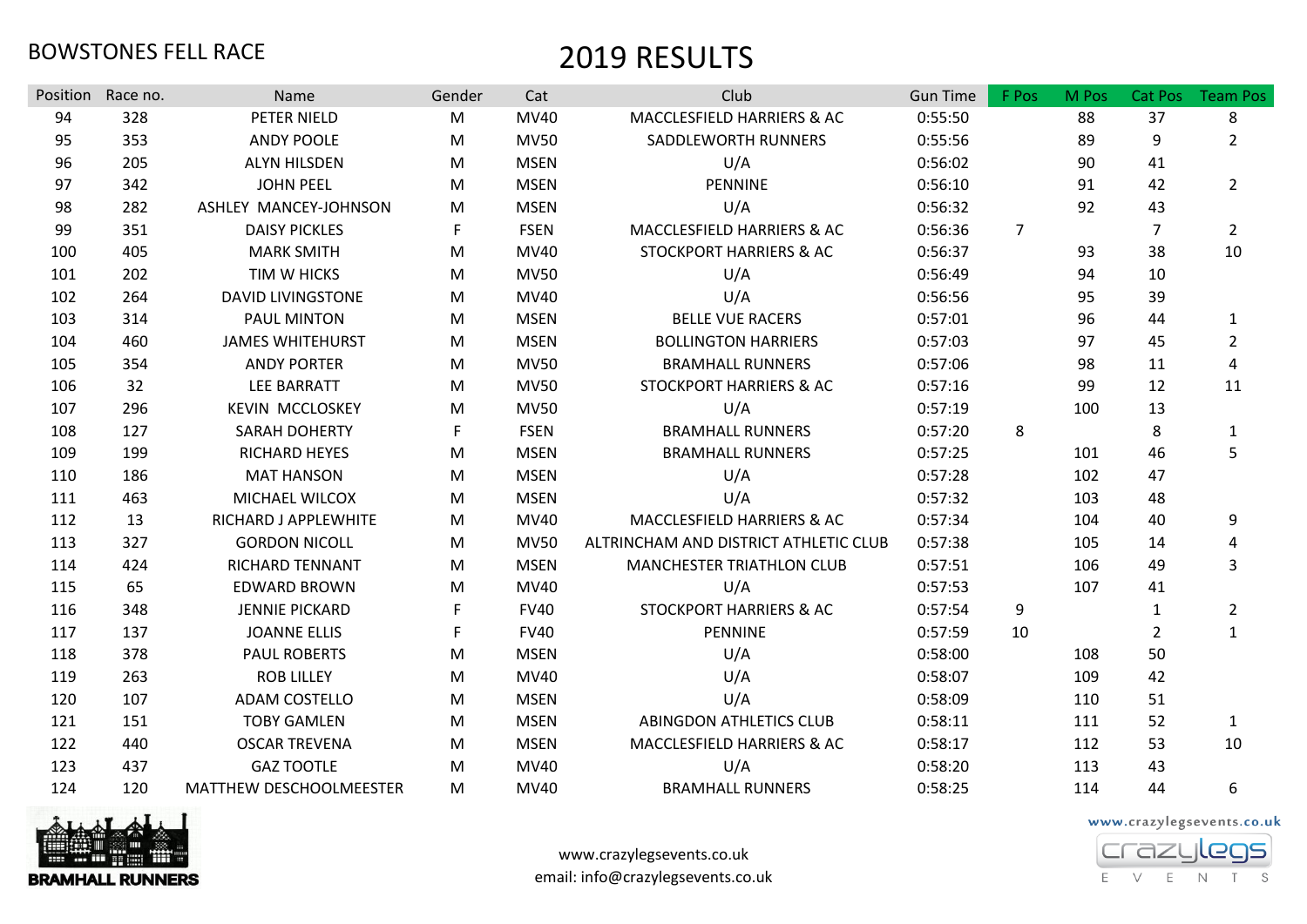BOWSTONES FELL RACE

# 2019 RESULTS

| Position | Race no. | Name | Gender | Cat | Club | Gun Time | F Pos | M Pos | Cat Pos | Team Pos |
|---|---|---|---|---|---|---|---|---|---|---|
| 94 | 328 | PETER NIELD | M | MV40 | MACCLESFIELD HARRIERS & AC | 0:55:50 | | 88 | 37 | 8 |
| 95 | 353 | ANDY POOLE | M | MV50 | SADDLEWORTH RUNNERS | 0:55:56 | | 89 | 9 | 2 |
| 96 | 205 | ALYN HILSDEN | M | MSEN | U/A | 0:56:02 | | 90 | 41 | |
| 97 | 342 | JOHN PEEL | M | MSEN | PENNINE | 0:56:10 | | 91 | 42 | 2 |
| 98 | 282 | ASHLEY MANCEY-JOHNSON | M | MSEN | U/A | 0:56:32 | | 92 | 43 | |
| 99 | 351 | DAISY PICKLES | F | FSEN | MACCLESFIELD HARRIERS & AC | 0:56:36 | 7 | | 7 | 2 |
| 100 | 405 | MARK SMITH | M | MV40 | STOCKPORT HARRIERS & AC | 0:56:37 | | 93 | 38 | 10 |
| 101 | 202 | TIM W HICKS | M | MV50 | U/A | 0:56:49 | | 94 | 10 | |
| 102 | 264 | DAVID LIVINGSTONE | M | MV40 | U/A | 0:56:56 | | 95 | 39 | |
| 103 | 314 | PAUL MINTON | M | MSEN | BELLE VUE RACERS | 0:57:01 | | 96 | 44 | 1 |
| 104 | 460 | JAMES WHITEHURST | M | MSEN | BOLLINGTON HARRIERS | 0:57:03 | | 97 | 45 | 2 |
| 105 | 354 | ANDY PORTER | M | MV50 | BRAMHALL RUNNERS | 0:57:06 | | 98 | 11 | 4 |
| 106 | 32 | LEE BARRATT | M | MV50 | STOCKPORT HARRIERS & AC | 0:57:16 | | 99 | 12 | 11 |
| 107 | 296 | KEVIN MCCLOSKEY | M | MV50 | U/A | 0:57:19 | | 100 | 13 | |
| 108 | 127 | SARAH DOHERTY | F | FSEN | BRAMHALL RUNNERS | 0:57:20 | 8 | | 8 | 1 |
| 109 | 199 | RICHARD HEYES | M | MSEN | BRAMHALL RUNNERS | 0:57:25 | | 101 | 46 | 5 |
| 110 | 186 | MAT HANSON | M | MSEN | U/A | 0:57:28 | | 102 | 47 | |
| 111 | 463 | MICHAEL WILCOX | M | MSEN | U/A | 0:57:32 | | 103 | 48 | |
| 112 | 13 | RICHARD J APPLEWHITE | M | MV40 | MACCLESFIELD HARRIERS & AC | 0:57:34 | | 104 | 40 | 9 |
| 113 | 327 | GORDON NICOLL | M | MV50 | ALTRINCHAM AND DISTRICT ATHLETIC CLUB | 0:57:38 | | 105 | 14 | 4 |
| 114 | 424 | RICHARD TENNANT | M | MSEN | MANCHESTER TRIATHLON CLUB | 0:57:51 | | 106 | 49 | 3 |
| 115 | 65 | EDWARD BROWN | M | MV40 | U/A | 0:57:53 | | 107 | 41 | |
| 116 | 348 | JENNIE PICKARD | F | FV40 | STOCKPORT HARRIERS & AC | 0:57:54 | 9 | | 1 | 2 |
| 117 | 137 | JOANNE ELLIS | F | FV40 | PENNINE | 0:57:59 | 10 | | 2 | 1 |
| 118 | 378 | PAUL ROBERTS | M | MSEN | U/A | 0:58:00 | | 108 | 50 | |
| 119 | 263 | ROB LILLEY | M | MV40 | U/A | 0:58:07 | | 109 | 42 | |
| 120 | 107 | ADAM COSTELLO | M | MSEN | U/A | 0:58:09 | | 110 | 51 | |
| 121 | 151 | TOBY GAMLEN | M | MSEN | ABINGDON ATHLETICS CLUB | 0:58:11 | | 111 | 52 | 1 |
| 122 | 440 | OSCAR TREVENA | M | MSEN | MACCLESFIELD HARRIERS & AC | 0:58:17 | | 112 | 53 | 10 |
| 123 | 437 | GAZ TOOTLE | M | MV40 | U/A | 0:58:20 | | 113 | 43 | |
| 124 | 120 | MATTHEW DESCHOOLMEESTER | M | MV40 | BRAMHALL RUNNERS | 0:58:25 | | 114 | 44 | 6 |

BRAMHALL RUNNERS

www.crazylegsevents.co.uk
email: info@crazylegsevents.co.uk

www.crazylegsevents.co.uk
crazylegs EVENTS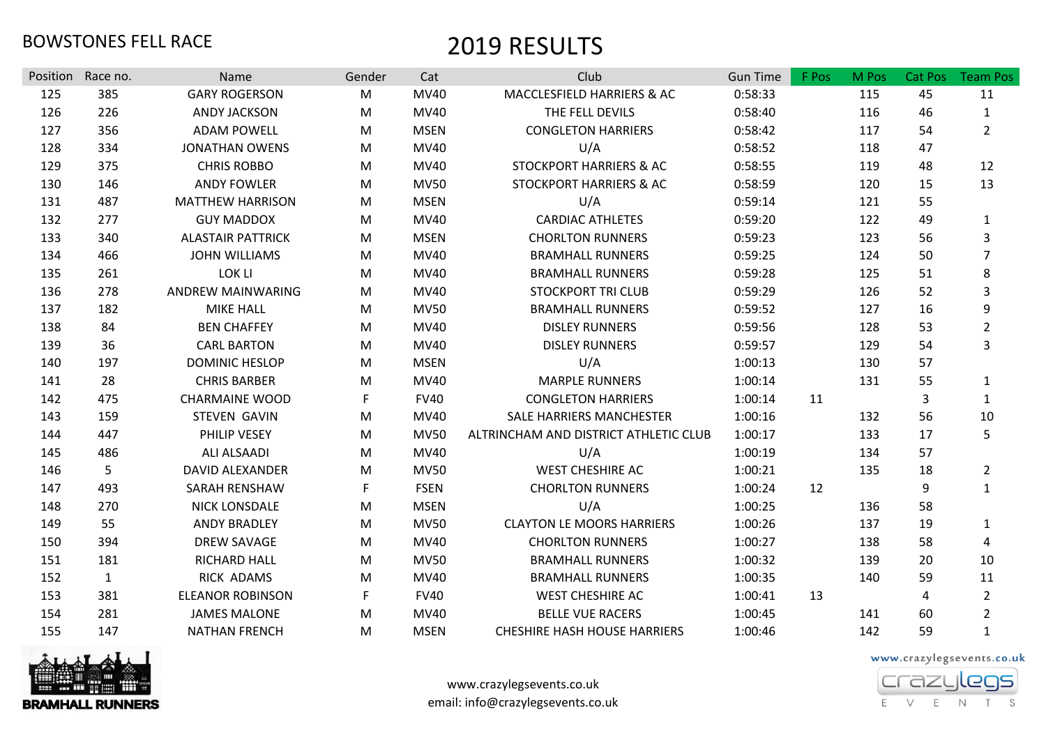BOWSTONES FELL RACE

# 2019 RESULTS

| Position | Race no. | Name | Gender | Cat | Club | Gun Time | F Pos | M Pos | Cat Pos | Team Pos |
|---|---|---|---|---|---|---|---|---|---|---|
| 125 | 385 | GARY ROGERSON | M | MV40 | MACCLESFIELD HARRIERS & AC | 0:58:33 | | 115 | 45 | 11 |
| 126 | 226 | ANDY JACKSON | M | MV40 | THE FELL DEVILS | 0:58:40 | | 116 | 46 | 1 |
| 127 | 356 | ADAM POWELL | M | MSEN | CONGLETON HARRIERS | 0:58:42 | | 117 | 54 | 2 |
| 128 | 334 | JONATHAN OWENS | M | MV40 | U/A | 0:58:52 | | 118 | 47 | |
| 129 | 375 | CHRIS ROBBO | M | MV40 | STOCKPORT HARRIERS & AC | 0:58:55 | | 119 | 48 | 12 |
| 130 | 146 | ANDY FOWLER | M | MV50 | STOCKPORT HARRIERS & AC | 0:58:59 | | 120 | 15 | 13 |
| 131 | 487 | MATTHEW HARRISON | M | MSEN | U/A | 0:59:14 | | 121 | 55 | |
| 132 | 277 | GUY MADDOX | M | MV40 | CARDIAC ATHLETES | 0:59:20 | | 122 | 49 | 1 |
| 133 | 340 | ALASTAIR PATTRICK | M | MSEN | CHORLTON RUNNERS | 0:59:23 | | 123 | 56 | 3 |
| 134 | 466 | JOHN WILLIAMS | M | MV40 | BRAMHALL RUNNERS | 0:59:25 | | 124 | 50 | 7 |
| 135 | 261 | LOK LI | M | MV40 | BRAMHALL RUNNERS | 0:59:28 | | 125 | 51 | 8 |
| 136 | 278 | ANDREW MAINWARING | M | MV40 | STOCKPORT TRI CLUB | 0:59:29 | | 126 | 52 | 3 |
| 137 | 182 | MIKE HALL | M | MV50 | BRAMHALL RUNNERS | 0:59:52 | | 127 | 16 | 9 |
| 138 | 84 | BEN CHAFFEY | M | MV40 | DISLEY RUNNERS | 0:59:56 | | 128 | 53 | 2 |
| 139 | 36 | CARL BARTON | M | MV40 | DISLEY RUNNERS | 0:59:57 | | 129 | 54 | 3 |
| 140 | 197 | DOMINIC HESLOP | M | MSEN | U/A | 1:00:13 | | 130 | 57 | |
| 141 | 28 | CHRIS BARBER | M | MV40 | MARPLE RUNNERS | 1:00:14 | | 131 | 55 | 1 |
| 142 | 475 | CHARMAINE WOOD | F | FV40 | CONGLETON HARRIERS | 1:00:14 | 11 | | 3 | 1 |
| 143 | 159 | STEVEN GAVIN | M | MV40 | SALE HARRIERS MANCHESTER | 1:00:16 | | 132 | 56 | 10 |
| 144 | 447 | PHILIP VESEY | M | MV50 | ALTRINCHAM AND DISTRICT ATHLETIC CLUB | 1:00:17 | | 133 | 17 | 5 |
| 145 | 486 | ALI ALSAADI | M | MV40 | U/A | 1:00:19 | | 134 | 57 | |
| 146 | 5 | DAVID ALEXANDER | M | MV50 | WEST CHESHIRE AC | 1:00:21 | | 135 | 18 | 2 |
| 147 | 493 | SARAH RENSHAW | F | FSEN | CHORLTON RUNNERS | 1:00:24 | 12 | | 9 | 1 |
| 148 | 270 | NICK LONSDALE | M | MSEN | U/A | 1:00:25 | | 136 | 58 | |
| 149 | 55 | ANDY BRADLEY | M | MV50 | CLAYTON LE MOORS HARRIERS | 1:00:26 | | 137 | 19 | 1 |
| 150 | 394 | DREW SAVAGE | M | MV40 | CHORLTON RUNNERS | 1:00:27 | | 138 | 58 | 4 |
| 151 | 181 | RICHARD HALL | M | MV50 | BRAMHALL RUNNERS | 1:00:32 | | 139 | 20 | 10 |
| 152 | 1 | RICK ADAMS | M | MV40 | BRAMHALL RUNNERS | 1:00:35 | | 140 | 59 | 11 |
| 153 | 381 | ELEANOR ROBINSON | F | FV40 | WEST CHESHIRE AC | 1:00:41 | 13 | | 4 | 2 |
| 154 | 281 | JAMES MALONE | M | MV40 | BELLE VUE RACERS | 1:00:45 | | 141 | 60 | 2 |
| 155 | 147 | NATHAN FRENCH | M | MSEN | CHESHIRE HASH HOUSE HARRIERS | 1:00:46 | | 142 | 59 | 1 |

BRAMHALL RUNNERS

www.crazylegsevents.co.uk
email: info@crazylegsevents.co.uk

www.crazylegsevents.co.uk
crazylegs EVENTS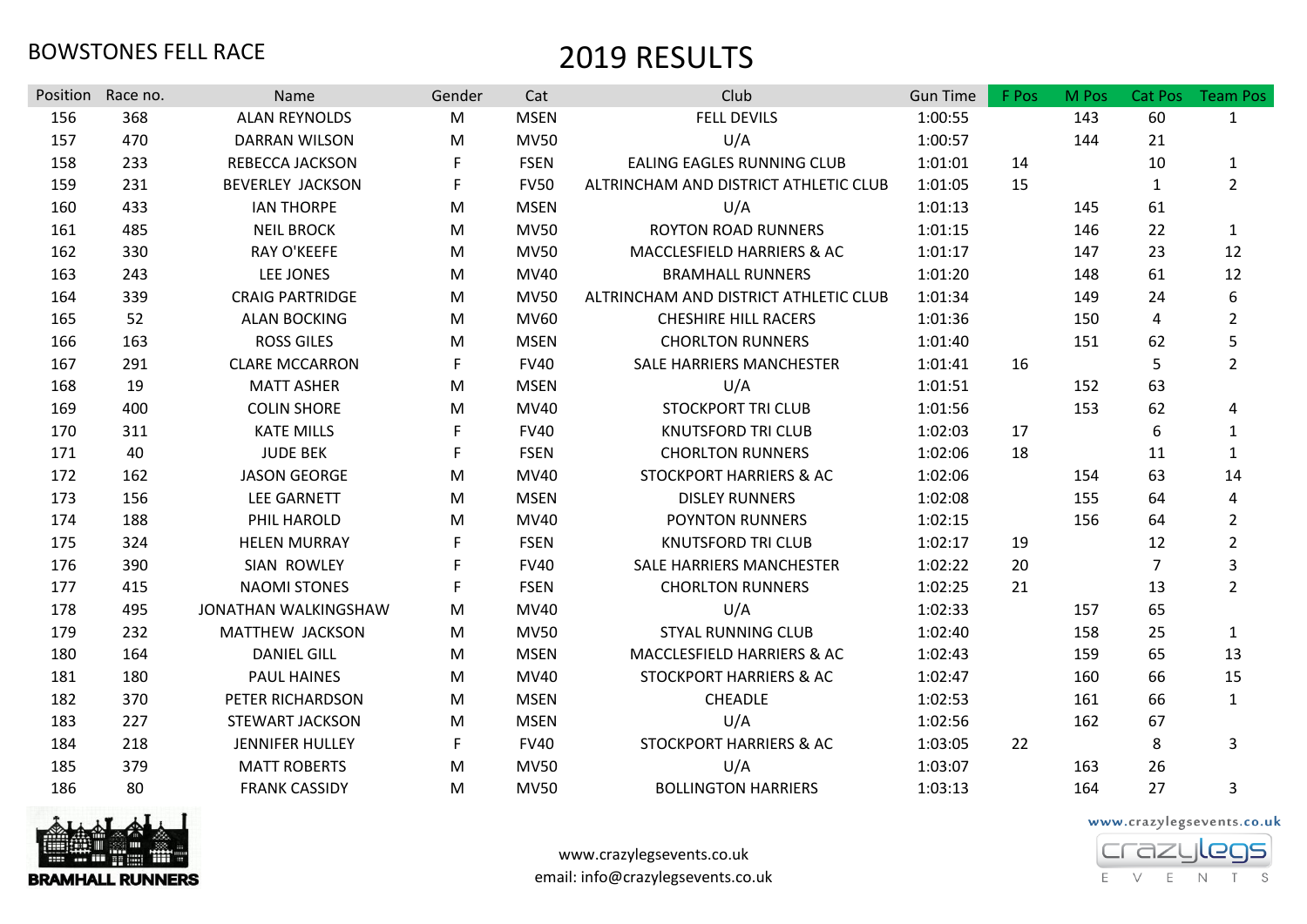BOWSTONES FELL RACE

# 2019 RESULTS

| Position | Race no. | Name | Gender | Cat | Club | Gun Time | F Pos | M Pos | Cat Pos | Team Pos |
|---|---|---|---|---|---|---|---|---|---|---|
| 156 | 368 | ALAN REYNOLDS | M | MSEN | FELL DEVILS | 1:00:55 | | 143 | 60 | 1 |
| 157 | 470 | DARRAN WILSON | M | MV50 | U/A | 1:00:57 | | 144 | 21 | |
| 158 | 233 | REBECCA JACKSON | F | FSEN | EALING EAGLES RUNNING CLUB | 1:01:01 | 14 | | 10 | 1 |
| 159 | 231 | BEVERLEY JACKSON | F | FV50 | ALTRINCHAM AND DISTRICT ATHLETIC CLUB | 1:01:05 | 15 | | 1 | 2 |
| 160 | 433 | IAN THORPE | M | MSEN | U/A | 1:01:13 | | 145 | 61 | |
| 161 | 485 | NEIL BROCK | M | MV50 | ROYTON ROAD RUNNERS | 1:01:15 | | 146 | 22 | 1 |
| 162 | 330 | RAY O'KEEFE | M | MV50 | MACCLESFIELD HARRIERS & AC | 1:01:17 | | 147 | 23 | 12 |
| 163 | 243 | LEE JONES | M | MV40 | BRAMHALL RUNNERS | 1:01:20 | | 148 | 61 | 12 |
| 164 | 339 | CRAIG PARTRIDGE | M | MV50 | ALTRINCHAM AND DISTRICT ATHLETIC CLUB | 1:01:34 | | 149 | 24 | 6 |
| 165 | 52 | ALAN BOCKING | M | MV60 | CHESHIRE HILL RACERS | 1:01:36 | | 150 | 4 | 2 |
| 166 | 163 | ROSS GILES | M | MSEN | CHORLTON RUNNERS | 1:01:40 | | 151 | 62 | 5 |
| 167 | 291 | CLARE MCCARRON | F | FV40 | SALE HARRIERS MANCHESTER | 1:01:41 | 16 | | 5 | 2 |
| 168 | 19 | MATT ASHER | M | MSEN | U/A | 1:01:51 | | 152 | 63 | |
| 169 | 400 | COLIN SHORE | M | MV40 | STOCKPORT TRI CLUB | 1:01:56 | | 153 | 62 | 4 |
| 170 | 311 | KATE MILLS | F | FV40 | KNUTSFORD TRI CLUB | 1:02:03 | 17 | | 6 | 1 |
| 171 | 40 | JUDE BEK | F | FSEN | CHORLTON RUNNERS | 1:02:06 | 18 | | 11 | 1 |
| 172 | 162 | JASON GEORGE | M | MV40 | STOCKPORT HARRIERS & AC | 1:02:06 | | 154 | 63 | 14 |
| 173 | 156 | LEE GARNETT | M | MSEN | DISLEY RUNNERS | 1:02:08 | | 155 | 64 | 4 |
| 174 | 188 | PHIL HAROLD | M | MV40 | POYNTON RUNNERS | 1:02:15 | | 156 | 64 | 2 |
| 175 | 324 | HELEN MURRAY | F | FSEN | KNUTSFORD TRI CLUB | 1:02:17 | 19 | | 12 | 2 |
| 176 | 390 | SIAN ROWLEY | F | FV40 | SALE HARRIERS MANCHESTER | 1:02:22 | 20 | | 7 | 3 |
| 177 | 415 | NAOMI STONES | F | FSEN | CHORLTON RUNNERS | 1:02:25 | 21 | | 13 | 2 |
| 178 | 495 | JONATHAN WALKINGSHAW | M | MV40 | U/A | 1:02:33 | | 157 | 65 | |
| 179 | 232 | MATTHEW JACKSON | M | MV50 | STYAL RUNNING CLUB | 1:02:40 | | 158 | 25 | 1 |
| 180 | 164 | DANIEL GILL | M | MSEN | MACCLESFIELD HARRIERS & AC | 1:02:43 | | 159 | 65 | 13 |
| 181 | 180 | PAUL HAINES | M | MV40 | STOCKPORT HARRIERS & AC | 1:02:47 | | 160 | 66 | 15 |
| 182 | 370 | PETER RICHARDSON | M | MSEN | CHEADLE | 1:02:53 | | 161 | 66 | 1 |
| 183 | 227 | STEWART JACKSON | M | MSEN | U/A | 1:02:56 | | 162 | 67 | |
| 184 | 218 | JENNIFER HULLEY | F | FV40 | STOCKPORT HARRIERS & AC | 1:03:05 | 22 | | 8 | 3 |
| 185 | 379 | MATT ROBERTS | M | MV50 | U/A | 1:03:07 | | 163 | 26 | |
| 186 | 80 | FRANK CASSIDY | M | MV50 | BOLLINGTON HARRIERS | 1:03:13 | | 164 | 27 | 3 |

BRAMHALL RUNNERS

www.crazylegsevents.co.uk
email: info@crazylegsevents.co.uk

www.crazylegsevents.co.uk
crazylegs EVENTS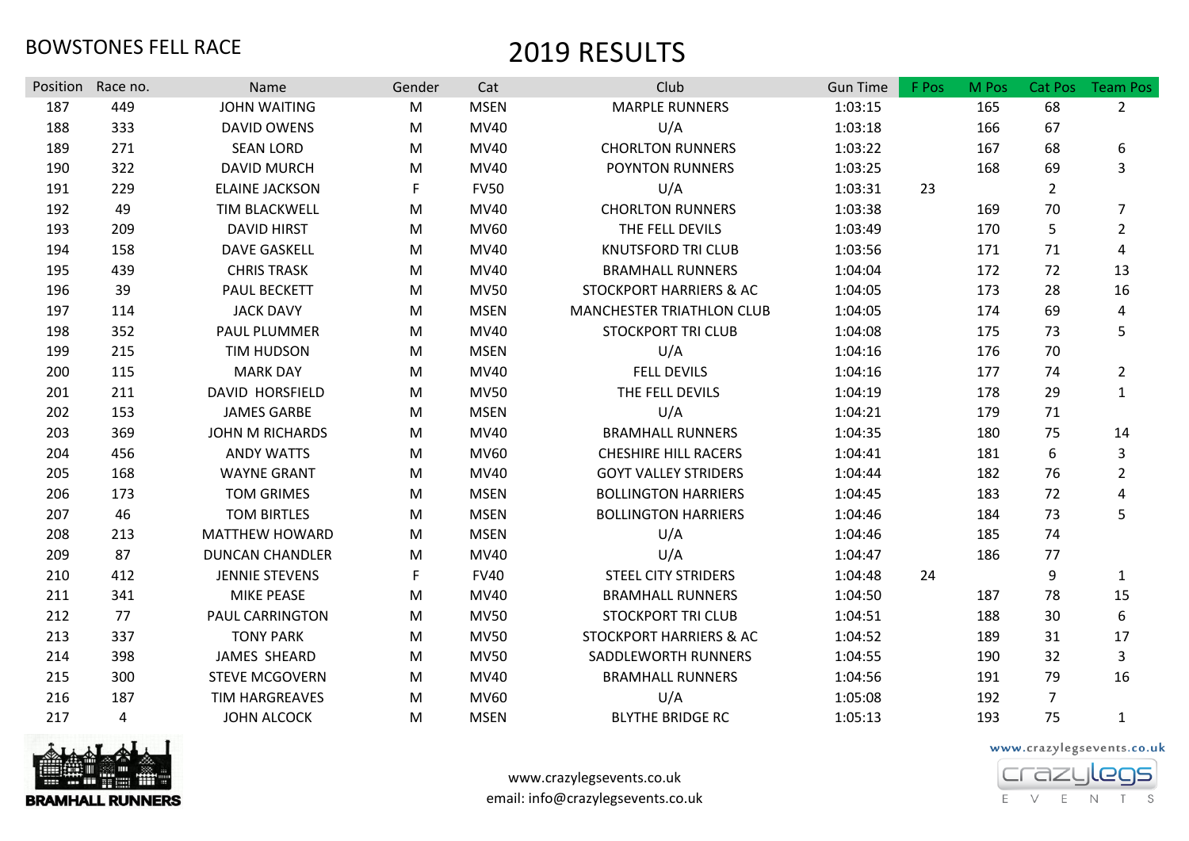BOWSTONES FELL RACE

# 2019 RESULTS

| Position | Race no. | Name | Gender | Cat | Club | Gun Time | F Pos | M Pos | Cat Pos | Team Pos |
|---|---|---|---|---|---|---|---|---|---|---|
| 187 | 449 | JOHN WAITING | M | MSEN | MARPLE RUNNERS | 1:03:15 | | 165 | 68 | 2 |
| 188 | 333 | DAVID OWENS | M | MV40 | U/A | 1:03:18 | | 166 | 67 | |
| 189 | 271 | SEAN LORD | M | MV40 | CHORLTON RUNNERS | 1:03:22 | | 167 | 68 | 6 |
| 190 | 322 | DAVID MURCH | M | MV40 | POYNTON RUNNERS | 1:03:25 | | 168 | 69 | 3 |
| 191 | 229 | ELAINE JACKSON | F | FV50 | U/A | 1:03:31 | 23 | | 2 | |
| 192 | 49 | TIM BLACKWELL | M | MV40 | CHORLTON RUNNERS | 1:03:38 | | 169 | 70 | 7 |
| 193 | 209 | DAVID HIRST | M | MV60 | THE FELL DEVILS | 1:03:49 | | 170 | 5 | 2 |
| 194 | 158 | DAVE GASKELL | M | MV40 | KNUTSFORD TRI CLUB | 1:03:56 | | 171 | 71 | 4 |
| 195 | 439 | CHRIS TRASK | M | MV40 | BRAMHALL RUNNERS | 1:04:04 | | 172 | 72 | 13 |
| 196 | 39 | PAUL BECKETT | M | MV50 | STOCKPORT HARRIERS & AC | 1:04:05 | | 173 | 28 | 16 |
| 197 | 114 | JACK DAVY | M | MSEN | MANCHESTER TRIATHLON CLUB | 1:04:05 | | 174 | 69 | 4 |
| 198 | 352 | PAUL PLUMMER | M | MV40 | STOCKPORT TRI CLUB | 1:04:08 | | 175 | 73 | 5 |
| 199 | 215 | TIM HUDSON | M | MSEN | U/A | 1:04:16 | | 176 | 70 | |
| 200 | 115 | MARK DAY | M | MV40 | FELL DEVILS | 1:04:16 | | 177 | 74 | 2 |
| 201 | 211 | DAVID HORSFIELD | M | MV50 | THE FELL DEVILS | 1:04:19 | | 178 | 29 | 1 |
| 202 | 153 | JAMES GARBE | M | MSEN | U/A | 1:04:21 | | 179 | 71 | |
| 203 | 369 | JOHN M RICHARDS | M | MV40 | BRAMHALL RUNNERS | 1:04:35 | | 180 | 75 | 14 |
| 204 | 456 | ANDY WATTS | M | MV60 | CHESHIRE HILL RACERS | 1:04:41 | | 181 | 6 | 3 |
| 205 | 168 | WAYNE GRANT | M | MV40 | GOYT VALLEY STRIDERS | 1:04:44 | | 182 | 76 | 2 |
| 206 | 173 | TOM GRIMES | M | MSEN | BOLLINGTON HARRIERS | 1:04:45 | | 183 | 72 | 4 |
| 207 | 46 | TOM BIRTLES | M | MSEN | BOLLINGTON HARRIERS | 1:04:46 | | 184 | 73 | 5 |
| 208 | 213 | MATTHEW HOWARD | M | MSEN | U/A | 1:04:46 | | 185 | 74 | |
| 209 | 87 | DUNCAN CHANDLER | M | MV40 | U/A | 1:04:47 | | 186 | 77 | |
| 210 | 412 | JENNIE STEVENS | F | FV40 | STEEL CITY STRIDERS | 1:04:48 | 24 | | 9 | 1 |
| 211 | 341 | MIKE PEASE | M | MV40 | BRAMHALL RUNNERS | 1:04:50 | | 187 | 78 | 15 |
| 212 | 77 | PAUL CARRINGTON | M | MV50 | STOCKPORT TRI CLUB | 1:04:51 | | 188 | 30 | 6 |
| 213 | 337 | TONY PARK | M | MV50 | STOCKPORT HARRIERS & AC | 1:04:52 | | 189 | 31 | 17 |
| 214 | 398 | JAMES SHEARD | M | MV50 | SADDLEWORTH RUNNERS | 1:04:55 | | 190 | 32 | 3 |
| 215 | 300 | STEVE MCGOVERN | M | MV40 | BRAMHALL RUNNERS | 1:04:56 | | 191 | 79 | 16 |
| 216 | 187 | TIM HARGREAVES | M | MV60 | U/A | 1:05:08 | | 192 | 7 | |
| 217 | 4 | JOHN ALCOCK | M | MSEN | BLYTHE BRIDGE RC | 1:05:13 | | 193 | 75 | 1 |

BRAMHALL RUNNERS

www.crazylegsevents.co.uk
email: info@crazylegsevents.co.uk

www.crazylegsevents.co.uk
crazylegs EVENTS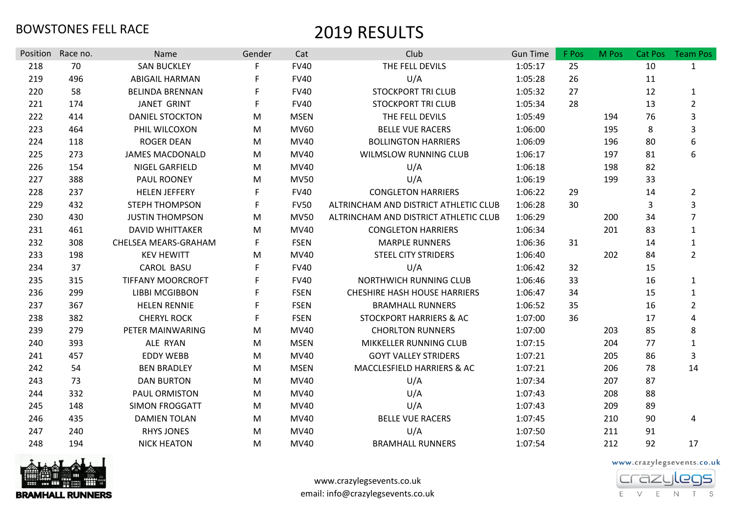BOWSTONES FELL RACE

# 2019 RESULTS

| Position | Race no. | Name | Gender | Cat | Club | Gun Time | F Pos | M Pos | Cat Pos | Team Pos |
|---|---|---|---|---|---|---|---|---|---|---|
| 218 | 70 | SAN BUCKLEY | F | FV40 | THE FELL DEVILS | 1:05:17 | 25 | | 10 | 1 |
| 219 | 496 | ABIGAIL HARMAN | F | FV40 | U/A | 1:05:28 | 26 | | 11 | |
| 220 | 58 | BELINDA BRENNAN | F | FV40 | STOCKPORT TRI CLUB | 1:05:32 | 27 | | 12 | 1 |
| 221 | 174 | JANET GRINT | F | FV40 | STOCKPORT TRI CLUB | 1:05:34 | 28 | | 13 | 2 |
| 222 | 414 | DANIEL STOCKTON | M | MSEN | THE FELL DEVILS | 1:05:49 | | 194 | 76 | 3 |
| 223 | 464 | PHIL WILCOXON | M | MV60 | BELLE VUE RACERS | 1:06:00 | | 195 | 8 | 3 |
| 224 | 118 | ROGER DEAN | M | MV40 | BOLLINGTON HARRIERS | 1:06:09 | | 196 | 80 | 6 |
| 225 | 273 | JAMES MACDONALD | M | MV40 | WILMSLOW RUNNING CLUB | 1:06:17 | | 197 | 81 | 6 |
| 226 | 154 | NIGEL GARFIELD | M | MV40 | U/A | 1:06:18 | | 198 | 82 | |
| 227 | 388 | PAUL ROONEY | M | MV50 | U/A | 1:06:19 | | 199 | 33 | |
| 228 | 237 | HELEN JEFFERY | F | FV40 | CONGLETON HARRIERS | 1:06:22 | 29 | | 14 | 2 |
| 229 | 432 | STEPH THOMPSON | F | FV50 | ALTRINCHAM AND DISTRICT ATHLETIC CLUB | 1:06:28 | 30 | | 3 | 3 |
| 230 | 430 | JUSTIN THOMPSON | M | MV50 | ALTRINCHAM AND DISTRICT ATHLETIC CLUB | 1:06:29 | | 200 | 34 | 7 |
| 231 | 461 | DAVID WHITTAKER | M | MV40 | CONGLETON HARRIERS | 1:06:34 | | 201 | 83 | 1 |
| 232 | 308 | CHELSEA MEARS-GRAHAM | F | FSEN | MARPLE RUNNERS | 1:06:36 | 31 | | 14 | 1 |
| 233 | 198 | KEV HEWITT | M | MV40 | STEEL CITY STRIDERS | 1:06:40 | | 202 | 84 | 2 |
| 234 | 37 | CAROL BASU | F | FV40 | U/A | 1:06:42 | 32 | | 15 | |
| 235 | 315 | TIFFANY MOORCROFT | F | FV40 | NORTHWICH RUNNING CLUB | 1:06:46 | 33 | | 16 | 1 |
| 236 | 299 | LIBBI MCGIBBON | F | FSEN | CHESHIRE HASH HOUSE HARRIERS | 1:06:47 | 34 | | 15 | 1 |
| 237 | 367 | HELEN RENNIE | F | FSEN | BRAMHALL RUNNERS | 1:06:52 | 35 | | 16 | 2 |
| 238 | 382 | CHERYL ROCK | F | FSEN | STOCKPORT HARRIERS & AC | 1:07:00 | 36 | | 17 | 4 |
| 239 | 279 | PETER MAINWARING | M | MV40 | CHORLTON RUNNERS | 1:07:00 | | 203 | 85 | 8 |
| 240 | 393 | ALE RYAN | M | MSEN | MIKKELLER RUNNING CLUB | 1:07:15 | | 204 | 77 | 1 |
| 241 | 457 | EDDY WEBB | M | MV40 | GOYT VALLEY STRIDERS | 1:07:21 | | 205 | 86 | 3 |
| 242 | 54 | BEN BRADLEY | M | MSEN | MACCLESFIELD HARRIERS & AC | 1:07:21 | | 206 | 78 | 14 |
| 243 | 73 | DAN BURTON | M | MV40 | U/A | 1:07:34 | | 207 | 87 | |
| 244 | 332 | PAUL ORMISTON | M | MV40 | U/A | 1:07:43 | | 208 | 88 | |
| 245 | 148 | SIMON FROGGATT | M | MV40 | U/A | 1:07:43 | | 209 | 89 | |
| 246 | 435 | DAMIEN TOLAN | M | MV40 | BELLE VUE RACERS | 1:07:45 | | 210 | 90 | 4 |
| 247 | 240 | RHYS JONES | M | MV40 | U/A | 1:07:50 | | 211 | 91 | |
| 248 | 194 | NICK HEATON | M | MV40 | BRAMHALL RUNNERS | 1:07:54 | | 212 | 92 | 17 |

BRAMHALL RUNNERS

www.crazylegsevents.co.uk
email: info@crazylegsevents.co.uk

www.crazylegsevents.co.uk
crazylegs EVENTS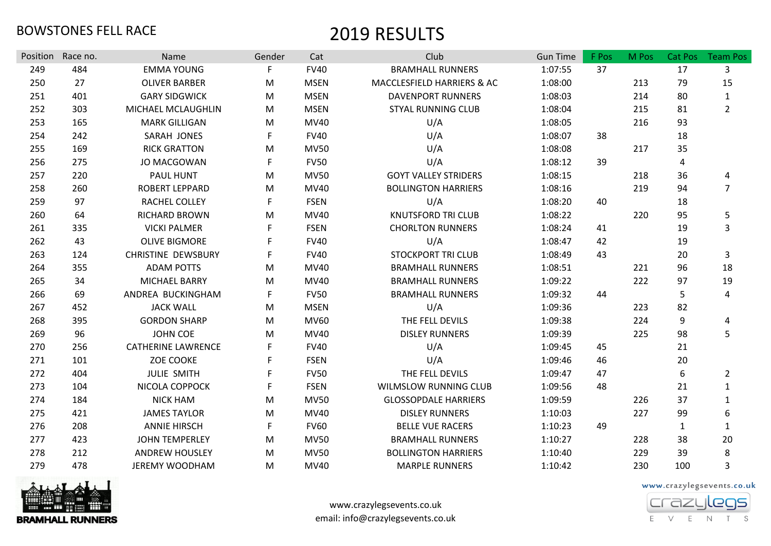BOWSTONES FELL RACE

# 2019 RESULTS

| Position | Race no. | Name | Gender | Cat | Club | Gun Time | F Pos | M Pos | Cat Pos | Team Pos |
|---|---|---|---|---|---|---|---|---|---|---|
| 249 | 484 | EMMA YOUNG | F | FV40 | BRAMHALL RUNNERS | 1:07:55 | 37 | | 17 | 3 |
| 250 | 27 | OLIVER BARBER | M | MSEN | MACCLESFIELD HARRIERS & AC | 1:08:00 | | 213 | 79 | 15 |
| 251 | 401 | GARY SIDGWICK | M | MSEN | DAVENPORT RUNNERS | 1:08:03 | | 214 | 80 | 1 |
| 252 | 303 | MICHAEL MCLAUGHLIN | M | MSEN | STYAL RUNNING CLUB | 1:08:04 | | 215 | 81 | 2 |
| 253 | 165 | MARK GILLIGAN | M | MV40 | U/A | 1:08:05 | | 216 | 93 | |
| 254 | 242 | SARAH JONES | F | FV40 | U/A | 1:08:07 | 38 | | 18 | |
| 255 | 169 | RICK GRATTON | M | MV50 | U/A | 1:08:08 | | 217 | 35 | |
| 256 | 275 | JO MACGOWAN | F | FV50 | U/A | 1:08:12 | 39 | | 4 | |
| 257 | 220 | PAUL HUNT | M | MV50 | GOYT VALLEY STRIDERS | 1:08:15 | | 218 | 36 | 4 |
| 258 | 260 | ROBERT LEPPARD | M | MV40 | BOLLINGTON HARRIERS | 1:08:16 | | 219 | 94 | 7 |
| 259 | 97 | RACHEL COLLEY | F | FSEN | U/A | 1:08:20 | 40 | | 18 | |
| 260 | 64 | RICHARD BROWN | M | MV40 | KNUTSFORD TRI CLUB | 1:08:22 | | 220 | 95 | 5 |
| 261 | 335 | VICKI PALMER | F | FSEN | CHORLTON RUNNERS | 1:08:24 | 41 | | 19 | 3 |
| 262 | 43 | OLIVE BIGMORE | F | FV40 | U/A | 1:08:47 | 42 | | 19 | |
| 263 | 124 | CHRISTINE DEWSBURY | F | FV40 | STOCKPORT TRI CLUB | 1:08:49 | 43 | | 20 | 3 |
| 264 | 355 | ADAM POTTS | M | MV40 | BRAMHALL RUNNERS | 1:08:51 | | 221 | 96 | 18 |
| 265 | 34 | MICHAEL BARRY | M | MV40 | BRAMHALL RUNNERS | 1:09:22 | | 222 | 97 | 19 |
| 266 | 69 | ANDREA BUCKINGHAM | F | FV50 | BRAMHALL RUNNERS | 1:09:32 | 44 | | 5 | 4 |
| 267 | 452 | JACK WALL | M | MSEN | U/A | 1:09:36 | | 223 | 82 | |
| 268 | 395 | GORDON SHARP | M | MV60 | THE FELL DEVILS | 1:09:38 | | 224 | 9 | 4 |
| 269 | 96 | JOHN COE | M | MV40 | DISLEY RUNNERS | 1:09:39 | | 225 | 98 | 5 |
| 270 | 256 | CATHERINE LAWRENCE | F | FV40 | U/A | 1:09:45 | 45 | | 21 | |
| 271 | 101 | ZOE COOKE | F | FSEN | U/A | 1:09:46 | 46 | | 20 | |
| 272 | 404 | JULIE SMITH | F | FV50 | THE FELL DEVILS | 1:09:47 | 47 | | 6 | 2 |
| 273 | 104 | NICOLA COPPOCK | F | FSEN | WILMSLOW RUNNING CLUB | 1:09:56 | 48 | | 21 | 1 |
| 274 | 184 | NICK HAM | M | MV50 | GLOSSOPDALE HARRIERS | 1:09:59 | | 226 | 37 | 1 |
| 275 | 421 | JAMES TAYLOR | M | MV40 | DISLEY RUNNERS | 1:10:03 | | 227 | 99 | 6 |
| 276 | 208 | ANNIE HIRSCH | F | FV60 | BELLE VUE RACERS | 1:10:23 | 49 | | 1 | 1 |
| 277 | 423 | JOHN TEMPERLEY | M | MV50 | BRAMHALL RUNNERS | 1:10:27 | | 228 | 38 | 20 |
| 278 | 212 | ANDREW HOUSLEY | M | MV50 | BOLLINGTON HARRIERS | 1:10:40 | | 229 | 39 | 8 |
| 279 | 478 | JEREMY WOODHAM | M | MV40 | MARPLE RUNNERS | 1:10:42 | | 230 | 100 | 3 |

www.crazylegsevents.co.uk
email: info@crazylegsevents.co.uk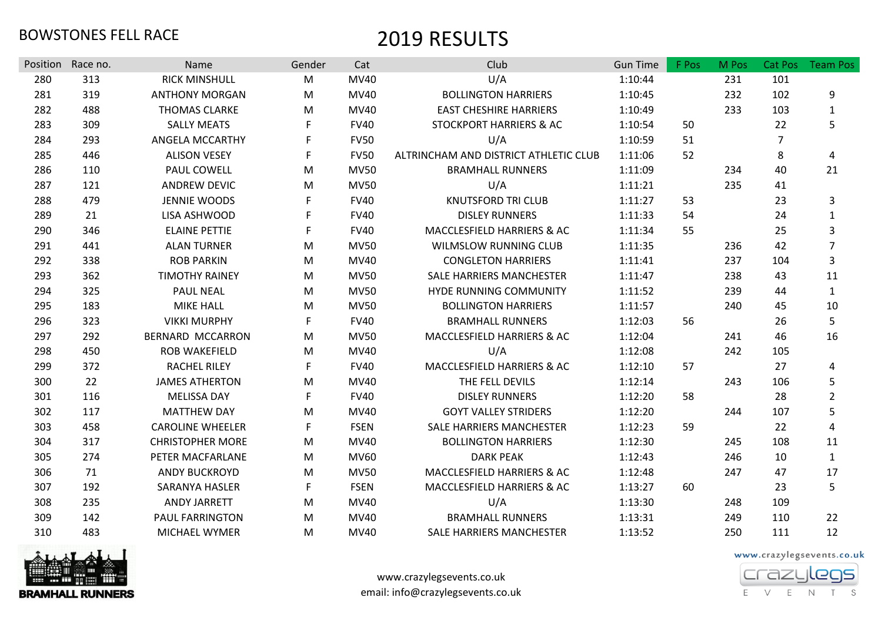BOWSTONES FELL RACE

# 2019 RESULTS

| Position | Race no. | Name | Gender | Cat | Club | Gun Time | F Pos | M Pos | Cat Pos | Team Pos |
|---|---|---|---|---|---|---|---|---|---|---|
| 280 | 313 | RICK MINSHULL | M | MV40 | U/A | 1:10:44 | | 231 | 101 | |
| 281 | 319 | ANTHONY MORGAN | M | MV40 | BOLLINGTON HARRIERS | 1:10:45 | | 232 | 102 | 9 |
| 282 | 488 | THOMAS CLARKE | M | MV40 | EAST CHESHIRE HARRIERS | 1:10:49 | | 233 | 103 | 1 |
| 283 | 309 | SALLY MEATS | F | FV40 | STOCKPORT HARRIERS & AC | 1:10:54 | 50 | | 22 | 5 |
| 284 | 293 | ANGELA MCCARTHY | F | FV50 | U/A | 1:10:59 | 51 | | 7 | |
| 285 | 446 | ALISON VESEY | F | FV50 | ALTRINCHAM AND DISTRICT ATHLETIC CLUB | 1:11:06 | 52 | | 8 | 4 |
| 286 | 110 | PAUL COWELL | M | MV50 | BRAMHALL RUNNERS | 1:11:09 | | 234 | 40 | 21 |
| 287 | 121 | ANDREW DEVIC | M | MV50 | U/A | 1:11:21 | | 235 | 41 | |
| 288 | 479 | JENNIE WOODS | F | FV40 | KNUTSFORD TRI CLUB | 1:11:27 | 53 | | 23 | 3 |
| 289 | 21 | LISA ASHWOOD | F | FV40 | DISLEY RUNNERS | 1:11:33 | 54 | | 24 | 1 |
| 290 | 346 | ELAINE PETTIE | F | FV40 | MACCLESFIELD HARRIERS & AC | 1:11:34 | 55 | | 25 | 3 |
| 291 | 441 | ALAN TURNER | M | MV50 | WILMSLOW RUNNING CLUB | 1:11:35 | | 236 | 42 | 7 |
| 292 | 338 | ROB PARKIN | M | MV40 | CONGLETON HARRIERS | 1:11:41 | | 237 | 104 | 3 |
| 293 | 362 | TIMOTHY RAINEY | M | MV50 | SALE HARRIERS MANCHESTER | 1:11:47 | | 238 | 43 | 11 |
| 294 | 325 | PAUL NEAL | M | MV50 | HYDE RUNNING COMMUNITY | 1:11:52 | | 239 | 44 | 1 |
| 295 | 183 | MIKE HALL | M | MV50 | BOLLINGTON HARRIERS | 1:11:57 | | 240 | 45 | 10 |
| 296 | 323 | VIKKI MURPHY | F | FV40 | BRAMHALL RUNNERS | 1:12:03 | 56 | | 26 | 5 |
| 297 | 292 | BERNARD MCCARRON | M | MV50 | MACCLESFIELD HARRIERS & AC | 1:12:04 | | 241 | 46 | 16 |
| 298 | 450 | ROB WAKEFIELD | M | MV40 | U/A | 1:12:08 | | 242 | 105 | |
| 299 | 372 | RACHEL RILEY | F | FV40 | MACCLESFIELD HARRIERS & AC | 1:12:10 | 57 | | 27 | 4 |
| 300 | 22 | JAMES ATHERTON | M | MV40 | THE FELL DEVILS | 1:12:14 | | 243 | 106 | 5 |
| 301 | 116 | MELISSA DAY | F | FV40 | DISLEY RUNNERS | 1:12:20 | 58 | | 28 | 2 |
| 302 | 117 | MATTHEW DAY | M | MV40 | GOYT VALLEY STRIDERS | 1:12:20 | | 244 | 107 | 5 |
| 303 | 458 | CAROLINE WHEELER | F | FSEN | SALE HARRIERS MANCHESTER | 1:12:23 | 59 | | 22 | 4 |
| 304 | 317 | CHRISTOPHER MORE | M | MV40 | BOLLINGTON HARRIERS | 1:12:30 | | 245 | 108 | 11 |
| 305 | 274 | PETER MACFARLANE | M | MV60 | DARK PEAK | 1:12:43 | | 246 | 10 | 1 |
| 306 | 71 | ANDY BUCKROYD | M | MV50 | MACCLESFIELD HARRIERS & AC | 1:12:48 | | 247 | 47 | 17 |
| 307 | 192 | SARANYA HASLER | F | FSEN | MACCLESFIELD HARRIERS & AC | 1:13:27 | 60 | | 23 | 5 |
| 308 | 235 | ANDY JARRETT | M | MV40 | U/A | 1:13:30 | | 248 | 109 | |
| 309 | 142 | PAUL FARRINGTON | M | MV40 | BRAMHALL RUNNERS | 1:13:31 | | 249 | 110 | 22 |
| 310 | 483 | MICHAEL WYMER | M | MV40 | SALE HARRIERS MANCHESTER | 1:13:52 | | 250 | 111 | 12 |

BRAMHALL RUNNERS

www.crazylegsevents.co.uk
email: info@crazylegsevents.co.uk

www.crazylegsevents.co.uk
crazylegs EVENTS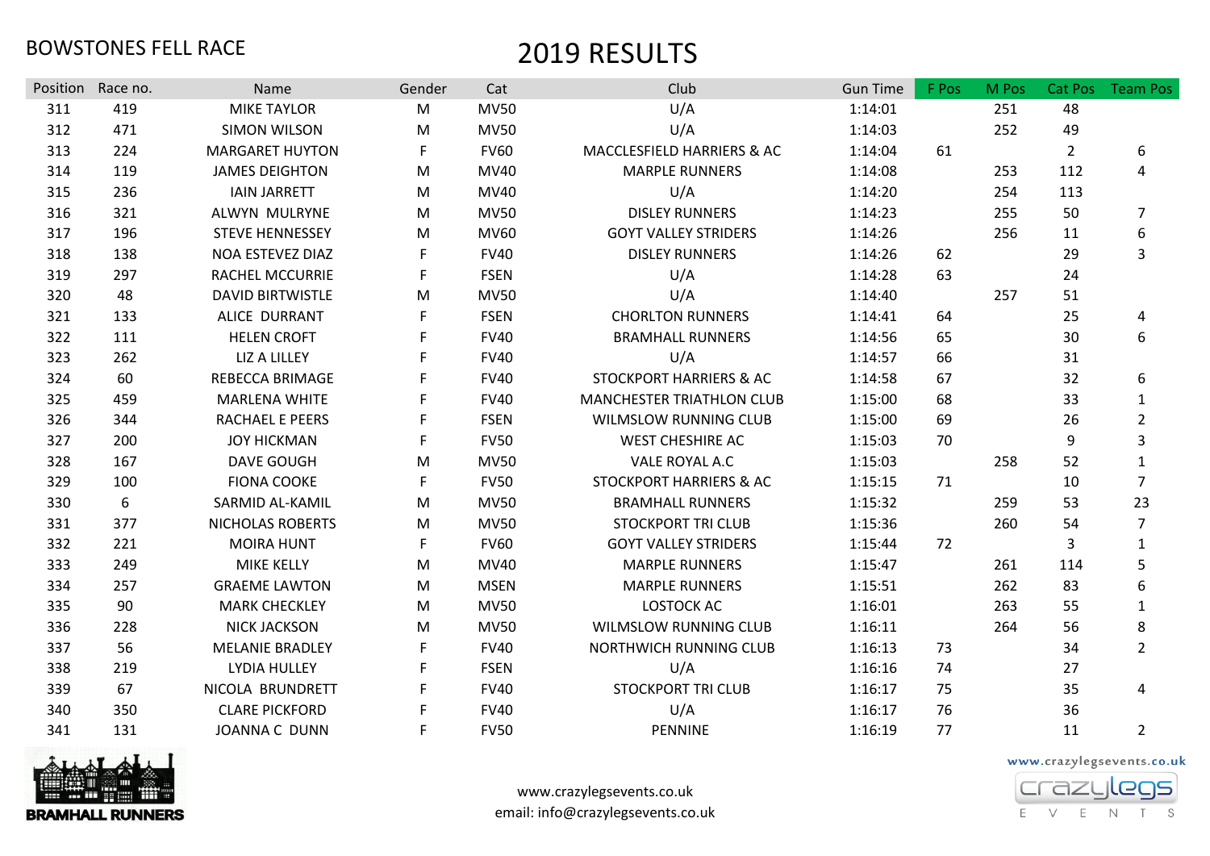BOWSTONES FELL RACE

# 2019 RESULTS

| Position | Race no. | Name | Gender | Cat | Club | Gun Time | F Pos | M Pos | Cat Pos | Team Pos |
|---|---|---|---|---|---|---|---|---|---|---|
| 311 | 419 | MIKE TAYLOR | M | MV50 | U/A | 1:14:01 | | 251 | 48 | |
| 312 | 471 | SIMON WILSON | M | MV50 | U/A | 1:14:03 | | 252 | 49 | |
| 313 | 224 | MARGARET HUYTON | F | FV60 | MACCLESFIELD HARRIERS & AC | 1:14:04 | 61 | | 2 | 6 |
| 314 | 119 | JAMES DEIGHTON | M | MV40 | MARPLE RUNNERS | 1:14:08 | | 253 | 112 | 4 |
| 315 | 236 | IAIN JARRETT | M | MV40 | U/A | 1:14:20 | | 254 | 113 | |
| 316 | 321 | ALWYN MULRYNE | M | MV50 | DISLEY RUNNERS | 1:14:23 | | 255 | 50 | 7 |
| 317 | 196 | STEVE HENNESSEY | M | MV60 | GOYT VALLEY STRIDERS | 1:14:26 | | 256 | 11 | 6 |
| 318 | 138 | NOA ESTEVEZ DIAZ | F | FV40 | DISLEY RUNNERS | 1:14:26 | 62 | | 29 | 3 |
| 319 | 297 | RACHEL MCCURRIE | F | FSEN | U/A | 1:14:28 | 63 | | 24 | |
| 320 | 48 | DAVID BIRTWISTLE | M | MV50 | U/A | 1:14:40 | | 257 | 51 | |
| 321 | 133 | ALICE DURRANT | F | FSEN | CHORLTON RUNNERS | 1:14:41 | 64 | | 25 | 4 |
| 322 | 111 | HELEN CROFT | F | FV40 | BRAMHALL RUNNERS | 1:14:56 | 65 | | 30 | 6 |
| 323 | 262 | LIZ A LILLEY | F | FV40 | U/A | 1:14:57 | 66 | | 31 | |
| 324 | 60 | REBECCA BRIMAGE | F | FV40 | STOCKPORT HARRIERS & AC | 1:14:58 | 67 | | 32 | 6 |
| 325 | 459 | MARLENA WHITE | F | FV40 | MANCHESTER TRIATHLON CLUB | 1:15:00 | 68 | | 33 | 1 |
| 326 | 344 | RACHAEL E PEERS | F | FSEN | WILMSLOW RUNNING CLUB | 1:15:00 | 69 | | 26 | 2 |
| 327 | 200 | JOY HICKMAN | F | FV50 | WEST CHESHIRE AC | 1:15:03 | 70 | | 9 | 3 |
| 328 | 167 | DAVE GOUGH | M | MV50 | VALE ROYAL A.C | 1:15:03 | | 258 | 52 | 1 |
| 329 | 100 | FIONA COOKE | F | FV50 | STOCKPORT HARRIERS & AC | 1:15:15 | 71 | | 10 | 7 |
| 330 | 6 | SARMID AL-KAMIL | M | MV50 | BRAMHALL RUNNERS | 1:15:32 | | 259 | 53 | 23 |
| 331 | 377 | NICHOLAS ROBERTS | M | MV50 | STOCKPORT TRI CLUB | 1:15:36 | | 260 | 54 | 7 |
| 332 | 221 | MOIRA HUNT | F | FV60 | GOYT VALLEY STRIDERS | 1:15:44 | 72 | | 3 | 1 |
| 333 | 249 | MIKE KELLY | M | MV40 | MARPLE RUNNERS | 1:15:47 | | 261 | 114 | 5 |
| 334 | 257 | GRAEME LAWTON | M | MSEN | MARPLE RUNNERS | 1:15:51 | | 262 | 83 | 6 |
| 335 | 90 | MARK CHECKLEY | M | MV50 | LOSTOCK AC | 1:16:01 | | 263 | 55 | 1 |
| 336 | 228 | NICK JACKSON | M | MV50 | WILMSLOW RUNNING CLUB | 1:16:11 | | 264 | 56 | 8 |
| 337 | 56 | MELANIE BRADLEY | F | FV40 | NORTHWICH RUNNING CLUB | 1:16:13 | 73 | | 34 | 2 |
| 338 | 219 | LYDIA HULLEY | F | FSEN | U/A | 1:16:16 | 74 | | 27 | |
| 339 | 67 | NICOLA BRUNDRETT | F | FV40 | STOCKPORT TRI CLUB | 1:16:17 | 75 | | 35 | 4 |
| 340 | 350 | CLARE PICKFORD | F | FV40 | U/A | 1:16:17 | 76 | | 36 | |
| 341 | 131 | JOANNA C DUNN | F | FV50 | PENNINE | 1:16:19 | 77 | | 11 | 2 |

BRAMHALL RUNNERS

www.crazylegsevents.co.uk
email: info@crazylegsevents.co.uk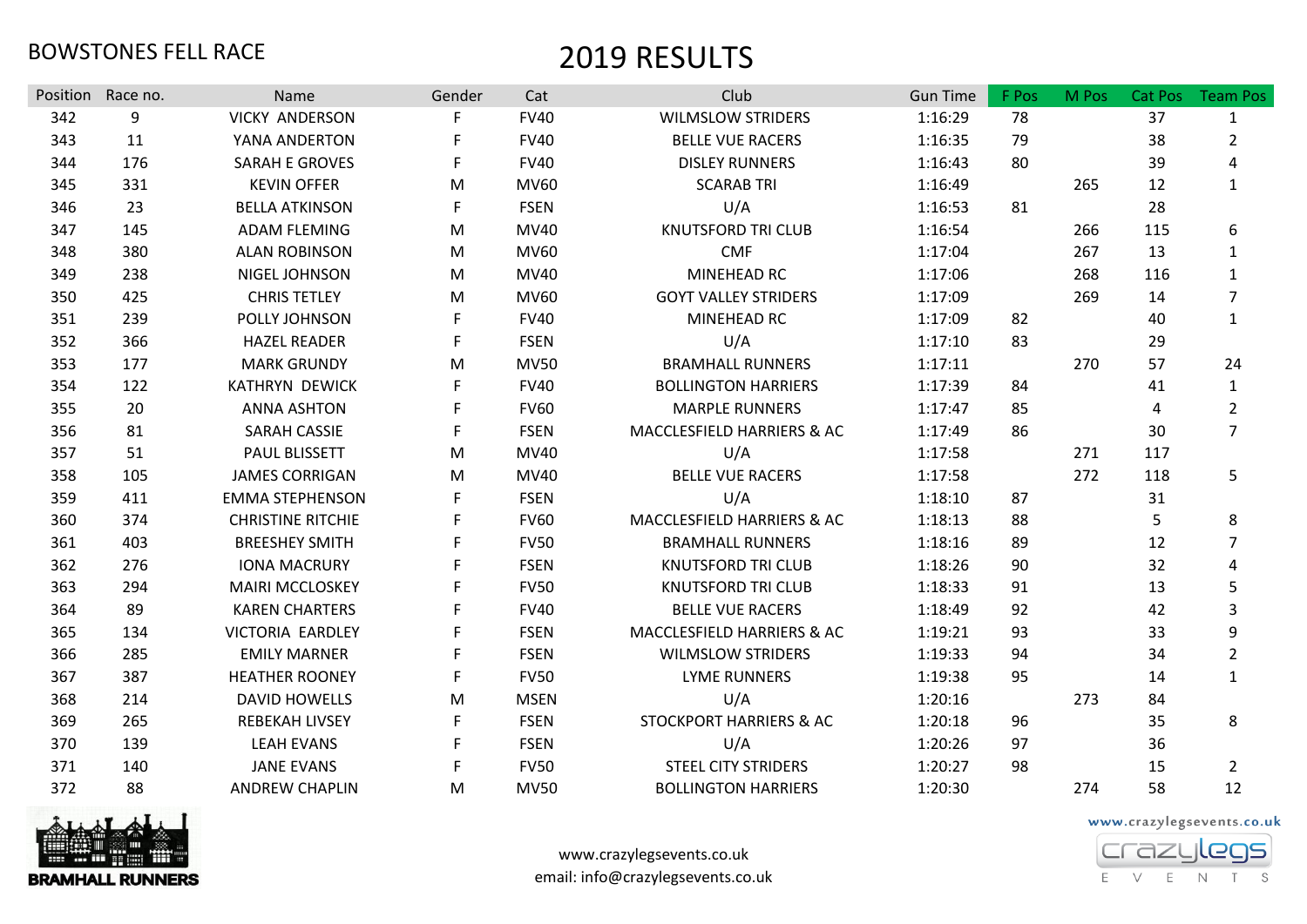BOWSTONES FELL RACE

# 2019 RESULTS

| Position | Race no. | Name | Gender | Cat | Club | Gun Time | F Pos | M Pos | Cat Pos | Team Pos |
|---|---|---|---|---|---|---|---|---|---|---|
| 342 | 9 | VICKY ANDERSON | F | FV40 | WILMSLOW STRIDERS | 1:16:29 | 78 | | 37 | 1 |
| 343 | 11 | YANA ANDERTON | F | FV40 | BELLE VUE RACERS | 1:16:35 | 79 | | 38 | 2 |
| 344 | 176 | SARAH E GROVES | F | FV40 | DISLEY RUNNERS | 1:16:43 | 80 | | 39 | 4 |
| 345 | 331 | KEVIN OFFER | M | MV60 | SCARAB TRI | 1:16:49 | | 265 | 12 | 1 |
| 346 | 23 | BELLA ATKINSON | F | FSEN | U/A | 1:16:53 | 81 | | 28 | |
| 347 | 145 | ADAM FLEMING | M | MV40 | KNUTSFORD TRI CLUB | 1:16:54 | | 266 | 115 | 6 |
| 348 | 380 | ALAN ROBINSON | M | MV60 | CMF | 1:17:04 | | 267 | 13 | 1 |
| 349 | 238 | NIGEL JOHNSON | M | MV40 | MINEHEAD RC | 1:17:06 | | 268 | 116 | 1 |
| 350 | 425 | CHRIS TETLEY | M | MV60 | GOYT VALLEY STRIDERS | 1:17:09 | | 269 | 14 | 7 |
| 351 | 239 | POLLY JOHNSON | F | FV40 | MINEHEAD RC | 1:17:09 | 82 | | 40 | 1 |
| 352 | 366 | HAZEL READER | F | FSEN | U/A | 1:17:10 | 83 | | 29 | |
| 353 | 177 | MARK GRUNDY | M | MV50 | BRAMHALL RUNNERS | 1:17:11 | | 270 | 57 | 24 |
| 354 | 122 | KATHRYN DEWICK | F | FV40 | BOLLINGTON HARRIERS | 1:17:39 | 84 | | 41 | 1 |
| 355 | 20 | ANNA ASHTON | F | FV60 | MARPLE RUNNERS | 1:17:47 | 85 | | 4 | 2 |
| 356 | 81 | SARAH CASSIE | F | FSEN | MACCLESFIELD HARRIERS & AC | 1:17:49 | 86 | | 30 | 7 |
| 357 | 51 | PAUL BLISSETT | M | MV40 | U/A | 1:17:58 | | 271 | 117 | |
| 358 | 105 | JAMES CORRIGAN | M | MV40 | BELLE VUE RACERS | 1:17:58 | | 272 | 118 | 5 |
| 359 | 411 | EMMA STEPHENSON | F | FSEN | U/A | 1:18:10 | 87 | | 31 | |
| 360 | 374 | CHRISTINE RITCHIE | F | FV60 | MACCLESFIELD HARRIERS & AC | 1:18:13 | 88 | | 5 | 8 |
| 361 | 403 | BREESHEY SMITH | F | FV50 | BRAMHALL RUNNERS | 1:18:16 | 89 | | 12 | 7 |
| 362 | 276 | IONA MACRURY | F | FSEN | KNUTSFORD TRI CLUB | 1:18:26 | 90 | | 32 | 4 |
| 363 | 294 | MAIRI MCCLOSKEY | F | FV50 | KNUTSFORD TRI CLUB | 1:18:33 | 91 | | 13 | 5 |
| 364 | 89 | KAREN CHARTERS | F | FV40 | BELLE VUE RACERS | 1:18:49 | 92 | | 42 | 3 |
| 365 | 134 | VICTORIA EARDLEY | F | FSEN | MACCLESFIELD HARRIERS & AC | 1:19:21 | 93 | | 33 | 9 |
| 366 | 285 | EMILY MARNER | F | FSEN | WILMSLOW STRIDERS | 1:19:33 | 94 | | 34 | 2 |
| 367 | 387 | HEATHER ROONEY | F | FV50 | LYME RUNNERS | 1:19:38 | 95 | | 14 | 1 |
| 368 | 214 | DAVID HOWELLS | M | MSEN | U/A | 1:20:16 | | 273 | 84 | |
| 369 | 265 | REBEKAH LIVSEY | F | FSEN | STOCKPORT HARRIERS & AC | 1:20:18 | 96 | | 35 | 8 |
| 370 | 139 | LEAH EVANS | F | FSEN | U/A | 1:20:26 | 97 | | 36 | |
| 371 | 140 | JANE EVANS | F | FV50 | STEEL CITY STRIDERS | 1:20:27 | 98 | | 15 | 2 |
| 372 | 88 | ANDREW CHAPLIN | M | MV50 | BOLLINGTON HARRIERS | 1:20:30 | | 274 | 58 | 12 |

BRAMHALL RUNNERS

www.crazylegsevents.co.uk
email: info@crazylegsevents.co.uk

www.crazylegsevents.co.uk
crazylegs EVENTS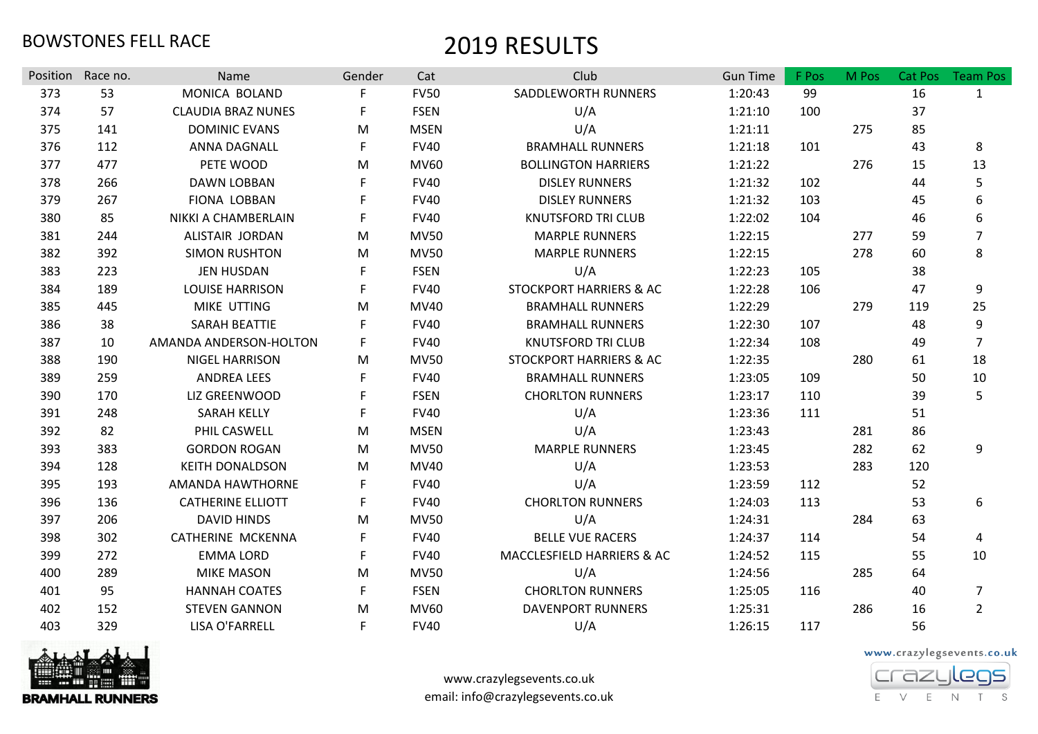BOWSTONES FELL RACE

# 2019 RESULTS

| Position | Race no. | Name | Gender | Cat | Club | Gun Time | F Pos | M Pos | Cat Pos | Team Pos |
|---|---|---|---|---|---|---|---|---|---|---|
| 373 | 53 | MONICA BOLAND | F | FV50 | SADDLEWORTH RUNNERS | 1:20:43 | 99 | | 16 | 1 |
| 374 | 57 | CLAUDIA BRAZ NUNES | F | FSEN | U/A | 1:21:10 | 100 | | 37 | |
| 375 | 141 | DOMINIC EVANS | M | MSEN | U/A | 1:21:11 | | 275 | 85 | |
| 376 | 112 | ANNA DAGNALL | F | FV40 | BRAMHALL RUNNERS | 1:21:18 | 101 | | 43 | 8 |
| 377 | 477 | PETE WOOD | M | MV60 | BOLLINGTON HARRIERS | 1:21:22 | | 276 | 15 | 13 |
| 378 | 266 | DAWN LOBBAN | F | FV40 | DISLEY RUNNERS | 1:21:32 | 102 | | 44 | 5 |
| 379 | 267 | FIONA LOBBAN | F | FV40 | DISLEY RUNNERS | 1:21:32 | 103 | | 45 | 6 |
| 380 | 85 | NIKKI A CHAMBERLAIN | F | FV40 | KNUTSFORD TRI CLUB | 1:22:02 | 104 | | 46 | 6 |
| 381 | 244 | ALISTAIR JORDAN | M | MV50 | MARPLE RUNNERS | 1:22:15 | | 277 | 59 | 7 |
| 382 | 392 | SIMON RUSHTON | M | MV50 | MARPLE RUNNERS | 1:22:15 | | 278 | 60 | 8 |
| 383 | 223 | JEN HUSDAN | F | FSEN | U/A | 1:22:23 | 105 | | 38 | |
| 384 | 189 | LOUISE HARRISON | F | FV40 | STOCKPORT HARRIERS & AC | 1:22:28 | 106 | | 47 | 9 |
| 385 | 445 | MIKE UTTING | M | MV40 | BRAMHALL RUNNERS | 1:22:29 | | 279 | 119 | 25 |
| 386 | 38 | SARAH BEATTIE | F | FV40 | BRAMHALL RUNNERS | 1:22:30 | 107 | | 48 | 9 |
| 387 | 10 | AMANDA ANDERSON-HOLTON | F | FV40 | KNUTSFORD TRI CLUB | 1:22:34 | 108 | | 49 | 7 |
| 388 | 190 | NIGEL HARRISON | M | MV50 | STOCKPORT HARRIERS & AC | 1:22:35 | | 280 | 61 | 18 |
| 389 | 259 | ANDREA LEES | F | FV40 | BRAMHALL RUNNERS | 1:23:05 | 109 | | 50 | 10 |
| 390 | 170 | LIZ GREENWOOD | F | FSEN | CHORLTON RUNNERS | 1:23:17 | 110 | | 39 | 5 |
| 391 | 248 | SARAH KELLY | F | FV40 | U/A | 1:23:36 | 111 | | 51 | |
| 392 | 82 | PHIL CASWELL | M | MSEN | U/A | 1:23:43 | | 281 | 86 | |
| 393 | 383 | GORDON ROGAN | M | MV50 | MARPLE RUNNERS | 1:23:45 | | 282 | 62 | 9 |
| 394 | 128 | KEITH DONALDSON | M | MV40 | U/A | 1:23:53 | | 283 | 120 | |
| 395 | 193 | AMANDA HAWTHORNE | F | FV40 | U/A | 1:23:59 | 112 | | 52 | |
| 396 | 136 | CATHERINE ELLIOTT | F | FV40 | CHORLTON RUNNERS | 1:24:03 | 113 | | 53 | 6 |
| 397 | 206 | DAVID HINDS | M | MV50 | U/A | 1:24:31 | | 284 | 63 | |
| 398 | 302 | CATHERINE MCKENNA | F | FV40 | BELLE VUE RACERS | 1:24:37 | 114 | | 54 | 4 |
| 399 | 272 | EMMA LORD | F | FV40 | MACCLESFIELD HARRIERS & AC | 1:24:52 | 115 | | 55 | 10 |
| 400 | 289 | MIKE MASON | M | MV50 | U/A | 1:24:56 | | 285 | 64 | |
| 401 | 95 | HANNAH COATES | F | FSEN | CHORLTON RUNNERS | 1:25:05 | 116 | | 40 | 7 |
| 402 | 152 | STEVEN GANNON | M | MV60 | DAVENPORT RUNNERS | 1:25:31 | | 286 | 16 | 2 |
| 403 | 329 | LISA O'FARRELL | F | FV40 | U/A | 1:26:15 | 117 | | 56 | |

BRAMHALL RUNNERS

www.crazylegsevents.co.uk
email: info@crazylegsevents.co.uk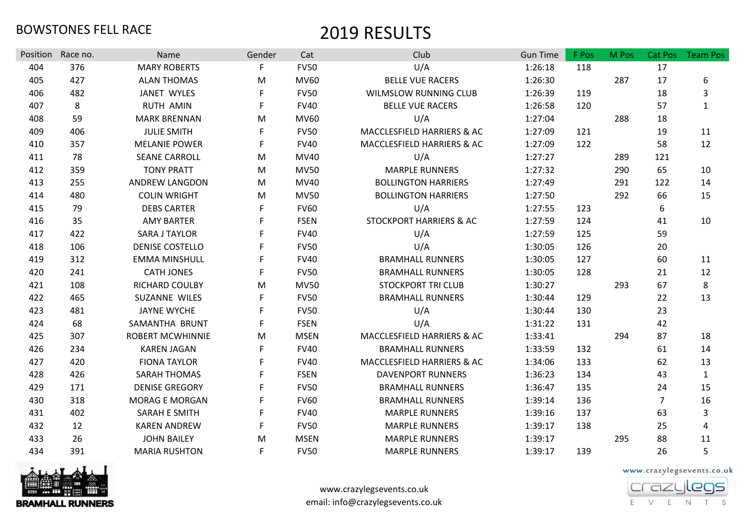BOWSTONES FELL RACE

# 2019 RESULTS

| Position | Race no. | Name | Gender | Cat | Club | Gun Time | F Pos | M Pos | Cat Pos | Team Pos |
|---|---|---|---|---|---|---|---|---|---|---|
| 404 | 376 | MARY ROBERTS | F | FV50 | U/A | 1:26:18 | 118 | | 17 | |
| 405 | 427 | ALAN THOMAS | M | MV60 | BELLE VUE RACERS | 1:26:30 | | 287 | 17 | 6 |
| 406 | 482 | JANET WYLES | F | FV50 | WILMSLOW RUNNING CLUB | 1:26:39 | 119 | | 18 | 3 |
| 407 | 8 | RUTH AMIN | F | FV40 | BELLE VUE RACERS | 1:26:58 | 120 | | 57 | 1 |
| 408 | 59 | MARK BRENNAN | M | MV60 | U/A | 1:27:04 | | 288 | 18 | |
| 409 | 406 | JULIE SMITH | F | FV50 | MACCLESFIELD HARRIERS & AC | 1:27:09 | 121 | | 19 | 11 |
| 410 | 357 | MELANIE POWER | F | FV40 | MACCLESFIELD HARRIERS & AC | 1:27:09 | 122 | | 58 | 12 |
| 411 | 78 | SEANE CARROLL | M | MV40 | U/A | 1:27:27 | | 289 | 121 | |
| 412 | 359 | TONY PRATT | M | MV50 | MARPLE RUNNERS | 1:27:32 | | 290 | 65 | 10 |
| 413 | 255 | ANDREW LANGDON | M | MV40 | BOLLINGTON HARRIERS | 1:27:49 | | 291 | 122 | 14 |
| 414 | 480 | COLIN WRIGHT | M | MV50 | BOLLINGTON HARRIERS | 1:27:50 | | 292 | 66 | 15 |
| 415 | 79 | DEBS CARTER | F | FV60 | U/A | 1:27:55 | 123 | | 6 | |
| 416 | 35 | AMY BARTER | F | FSEN | STOCKPORT HARRIERS & AC | 1:27:59 | 124 | | 41 | 10 |
| 417 | 422 | SARA J TAYLOR | F | FV40 | U/A | 1:27:59 | 125 | | 59 | |
| 418 | 106 | DENISE COSTELLO | F | FV50 | U/A | 1:30:05 | 126 | | 20 | |
| 419 | 312 | EMMA MINSHULL | F | FV40 | BRAMHALL RUNNERS | 1:30:05 | 127 | | 60 | 11 |
| 420 | 241 | CATH JONES | F | FV50 | BRAMHALL RUNNERS | 1:30:05 | 128 | | 21 | 12 |
| 421 | 108 | RICHARD COULBY | M | MV50 | STOCKPORT TRI CLUB | 1:30:27 | | 293 | 67 | 8 |
| 422 | 465 | SUZANNE WILES | F | FV50 | BRAMHALL RUNNERS | 1:30:44 | 129 | | 22 | 13 |
| 423 | 481 | JAYNE WYCHE | F | FV50 | U/A | 1:30:44 | 130 | | 23 | |
| 424 | 68 | SAMANTHA BRUNT | F | FSEN | U/A | 1:31:22 | 131 | | 42 | |
| 425 | 307 | ROBERT MCWHINNIE | M | MSEN | MACCLESFIELD HARRIERS & AC | 1:33:41 | | 294 | 87 | 18 |
| 426 | 234 | KAREN JAGAN | F | FV40 | BRAMHALL RUNNERS | 1:33:59 | 132 | | 61 | 14 |
| 427 | 420 | FIONA TAYLOR | F | FV40 | MACCLESFIELD HARRIERS & AC | 1:34:06 | 133 | | 62 | 13 |
| 428 | 426 | SARAH THOMAS | F | FSEN | DAVENPORT RUNNERS | 1:36:23 | 134 | | 43 | 1 |
| 429 | 171 | DENISE GREGORY | F | FV50 | BRAMHALL RUNNERS | 1:36:47 | 135 | | 24 | 15 |
| 430 | 318 | MORAG E MORGAN | F | FV60 | BRAMHALL RUNNERS | 1:39:14 | 136 | | 7 | 16 |
| 431 | 402 | SARAH E SMITH | F | FV40 | MARPLE RUNNERS | 1:39:16 | 137 | | 63 | 3 |
| 432 | 12 | KAREN ANDREW | F | FV50 | MARPLE RUNNERS | 1:39:17 | 138 | | 25 | 4 |
| 433 | 26 | JOHN BAILEY | M | MSEN | MARPLE RUNNERS | 1:39:17 | | 295 | 88 | 11 |
| 434 | 391 | MARIA RUSHTON | F | FV50 | MARPLE RUNNERS | 1:39:17 | 139 | | 26 | 5 |

BRAMHALL RUNNERS

www.crazylegsevents.co.uk
email: info@crazylegsevents.co.uk

www.crazylegsevents.co.uk
crazylegs EVENTS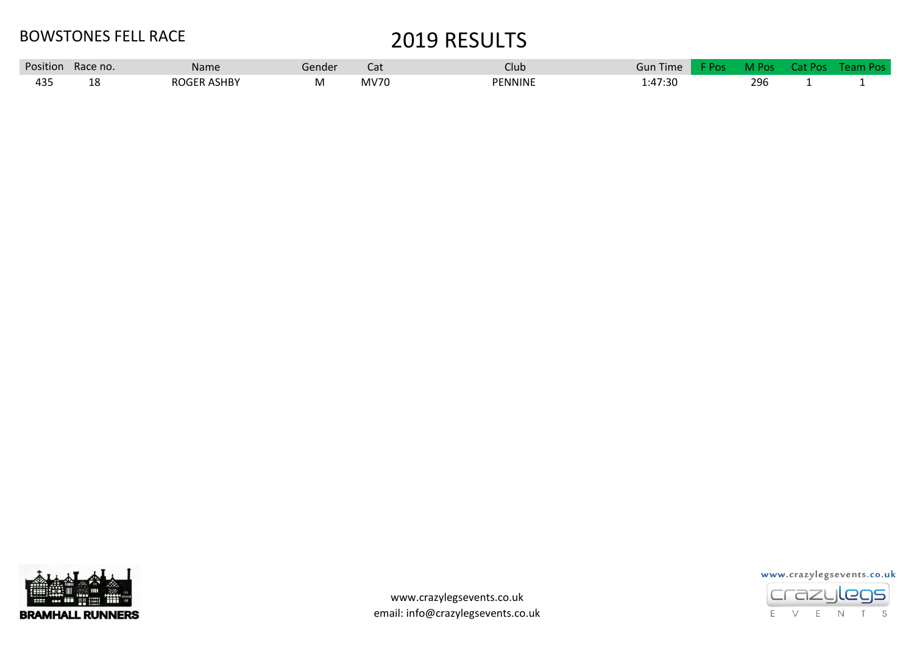BOWSTONES FELL RACE

# 2019 RESULTS

| Position | Race no. | Name | Gender | Cat | Club | Gun Time | F Pos | M Pos | Cat Pos | Team Pos |
|---|---|---|---|---|---|---|---|---|---|---|
| 435 | 18 | ROGER ASHBY | M | MV70 | PENNINE | 1:47:30 | | 296 | 1 | 1 |

www.crazylegsevents.co.uk
email: info@crazylegsevents.co.uk